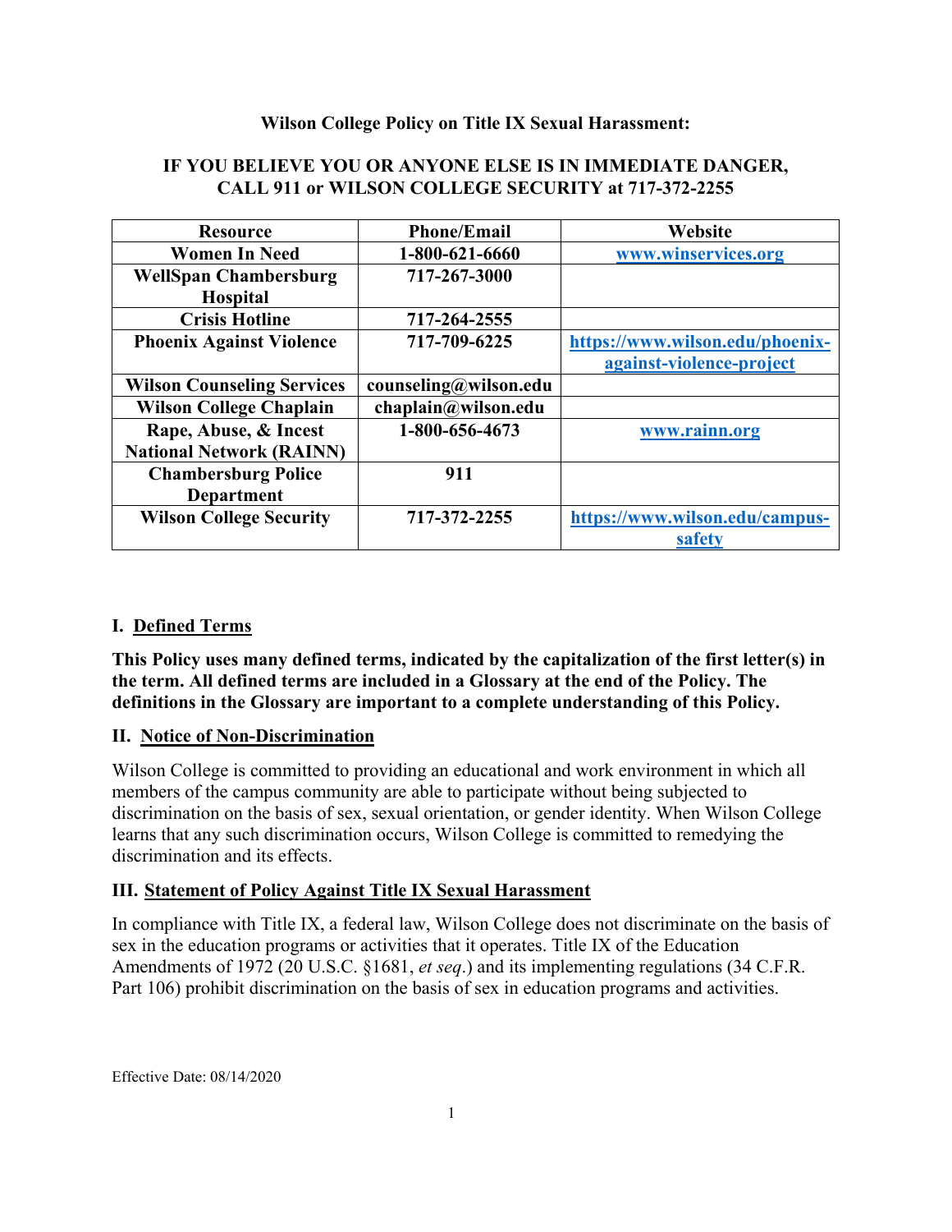**Wilson College Policy on Title IX Sexual Harassment:**

**IF YOU BELIEVE YOU OR ANYONE ELSE IS IN IMMEDIATE DANGER, CALL 911 or WILSON COLLEGE SECURITY at 717-372-2255**

| Resource | Phone/Email | Website |
|---|---|---|
| Women In Need | 1-800-621-6660 | www.winservices.org |
| WellSpan Chambersburg Hospital | 717-267-3000 | |
| Crisis Hotline | 717-264-2555 | |
| Phoenix Against Violence | 717-709-6225 | https://www.wilson.edu/phoenix-against-violence-project |
| Wilson Counseling Services | counseling@wilson.edu | |
| Wilson College Chaplain | chaplain@wilson.edu | |
| Rape, Abuse, & Incest National Network (RAINN) | 1-800-656-4673 | www.rainn.org |
| Chambersburg Police Department | 911 | |
| Wilson College Security | 717-372-2255 | https://www.wilson.edu/campus-safety |

## I. Defined Terms

**This Policy uses many defined terms, indicated by the capitalization of the first letter(s) in the term. All defined terms are included in a Glossary at the end of the Policy. The definitions in the Glossary are important to a complete understanding of this Policy.**

## II. Notice of Non-Discrimination

Wilson College is committed to providing an educational and work environment in which all members of the campus community are able to participate without being subjected to discrimination on the basis of sex, sexual orientation, or gender identity. When Wilson College learns that any such discrimination occurs, Wilson College is committed to remedying the discrimination and its effects.

## III. Statement of Policy Against Title IX Sexual Harassment

In compliance with Title IX, a federal law, Wilson College does not discriminate on the basis of sex in the education programs or activities that it operates. Title IX of the Education Amendments of 1972 (20 U.S.C. §1681, *et seq*.) and its implementing regulations (34 C.F.R. Part 106) prohibit discrimination on the basis of sex in education programs and activities.

Effective Date: 08/14/2020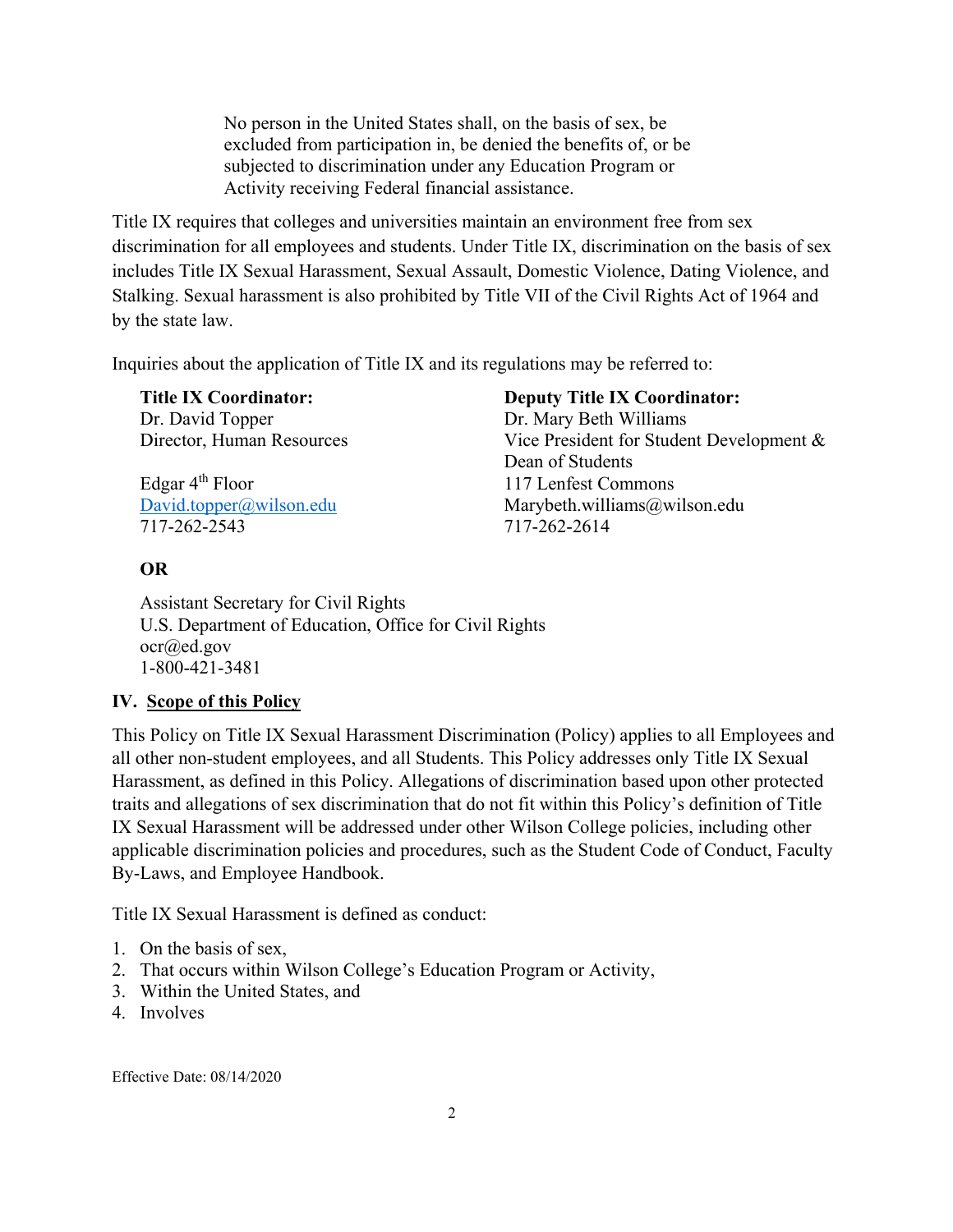> No person in the United States shall, on the basis of sex, be excluded from participation in, be denied the benefits of, or be subjected to discrimination under any Education Program or Activity receiving Federal financial assistance.

Title IX requires that colleges and universities maintain an environment free from sex discrimination for all employees and students. Under Title IX, discrimination on the basis of sex includes Title IX Sexual Harassment, Sexual Assault, Domestic Violence, Dating Violence, and Stalking. Sexual harassment is also prohibited by Title VII of the Civil Rights Act of 1964 and by the state law.

Inquiries about the application of Title IX and its regulations may be referred to:

**Title IX Coordinator:**
Dr. David Topper
Director, Human Resources

Edgar 4th Floor
David.topper@wilson.edu
717-262-2543

**Deputy Title IX Coordinator:**
Dr. Mary Beth Williams
Vice President for Student Development & Dean of Students
117 Lenfest Commons
Marybeth.williams@wilson.edu
717-262-2614

**OR**

Assistant Secretary for Civil Rights
U.S. Department of Education, Office for Civil Rights
ocr@ed.gov
1-800-421-3481

## IV. Scope of this Policy

This Policy on Title IX Sexual Harassment Discrimination (Policy) applies to all Employees and all other non-student employees, and all Students. This Policy addresses only Title IX Sexual Harassment, as defined in this Policy. Allegations of discrimination based upon other protected traits and allegations of sex discrimination that do not fit within this Policy's definition of Title IX Sexual Harassment will be addressed under other Wilson College policies, including other applicable discrimination policies and procedures, such as the Student Code of Conduct, Faculty By-Laws, and Employee Handbook.

Title IX Sexual Harassment is defined as conduct:

1. On the basis of sex,
2. That occurs within Wilson College's Education Program or Activity,
3. Within the United States, and
4. Involves

Effective Date: 08/14/2020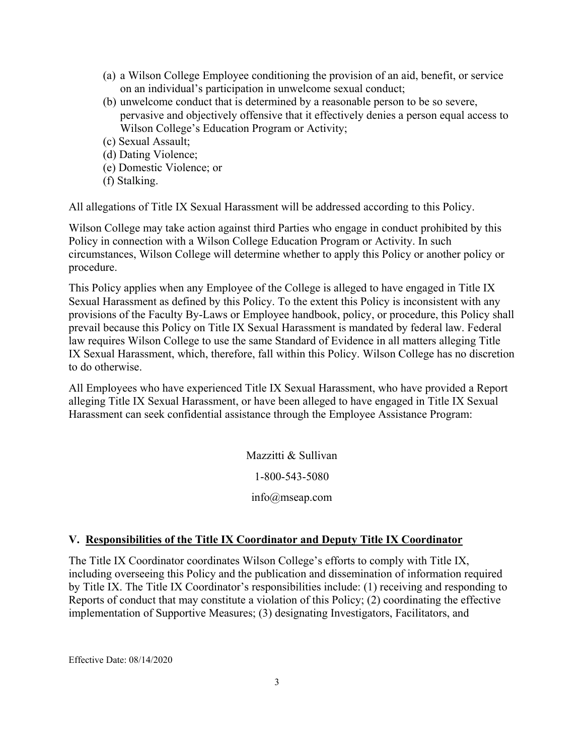(a) a Wilson College Employee conditioning the provision of an aid, benefit, or service on an individual's participation in unwelcome sexual conduct;
(b) unwelcome conduct that is determined by a reasonable person to be so severe, pervasive and objectively offensive that it effectively denies a person equal access to Wilson College's Education Program or Activity;
(c) Sexual Assault;
(d) Dating Violence;
(e) Domestic Violence; or
(f) Stalking.

All allegations of Title IX Sexual Harassment will be addressed according to this Policy.

Wilson College may take action against third Parties who engage in conduct prohibited by this Policy in connection with a Wilson College Education Program or Activity. In such circumstances, Wilson College will determine whether to apply this Policy or another policy or procedure.

This Policy applies when any Employee of the College is alleged to have engaged in Title IX Sexual Harassment as defined by this Policy. To the extent this Policy is inconsistent with any provisions of the Faculty By-Laws or Employee handbook, policy, or procedure, this Policy shall prevail because this Policy on Title IX Sexual Harassment is mandated by federal law. Federal law requires Wilson College to use the same Standard of Evidence in all matters alleging Title IX Sexual Harassment, which, therefore, fall within this Policy. Wilson College has no discretion to do otherwise.

All Employees who have experienced Title IX Sexual Harassment, who have provided a Report alleging Title IX Sexual Harassment, or have been alleged to have engaged in Title IX Sexual Harassment can seek confidential assistance through the Employee Assistance Program:

Mazzitti & Sullivan

1-800-543-5080

info@mseap.com

## V. Responsibilities of the Title IX Coordinator and Deputy Title IX Coordinator

The Title IX Coordinator coordinates Wilson College's efforts to comply with Title IX, including overseeing this Policy and the publication and dissemination of information required by Title IX. The Title IX Coordinator's responsibilities include: (1) receiving and responding to Reports of conduct that may constitute a violation of this Policy; (2) coordinating the effective implementation of Supportive Measures; (3) designating Investigators, Facilitators, and

Effective Date: 08/14/2020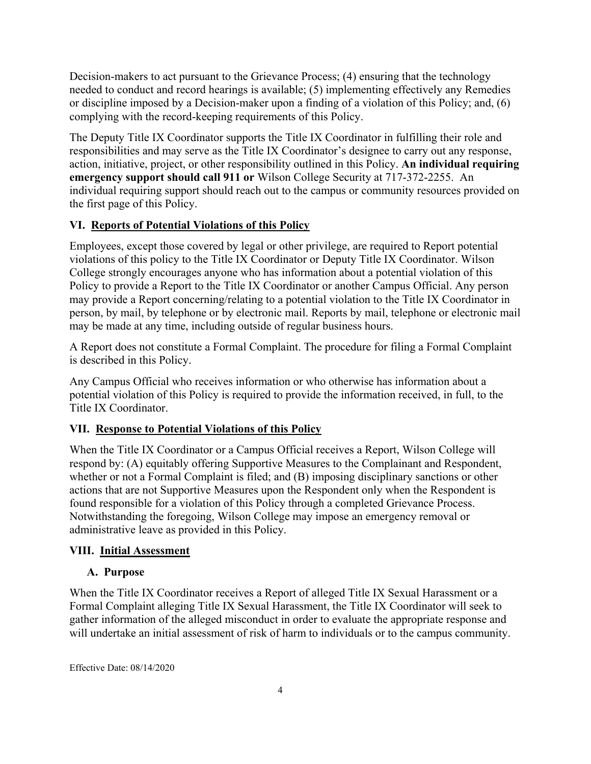Decision-makers to act pursuant to the Grievance Process; (4) ensuring that the technology needed to conduct and record hearings is available; (5) implementing effectively any Remedies or discipline imposed by a Decision-maker upon a finding of a violation of this Policy; and, (6) complying with the record-keeping requirements of this Policy.

The Deputy Title IX Coordinator supports the Title IX Coordinator in fulfilling their role and responsibilities and may serve as the Title IX Coordinator's designee to carry out any response, action, initiative, project, or other responsibility outlined in this Policy. **An individual requiring emergency support should call 911 or** Wilson College Security at 717-372-2255. An individual requiring support should reach out to the campus or community resources provided on the first page of this Policy.

## VI. Reports of Potential Violations of this Policy

Employees, except those covered by legal or other privilege, are required to Report potential violations of this policy to the Title IX Coordinator or Deputy Title IX Coordinator. Wilson College strongly encourages anyone who has information about a potential violation of this Policy to provide a Report to the Title IX Coordinator or another Campus Official. Any person may provide a Report concerning/relating to a potential violation to the Title IX Coordinator in person, by mail, by telephone or by electronic mail. Reports by mail, telephone or electronic mail may be made at any time, including outside of regular business hours.

A Report does not constitute a Formal Complaint. The procedure for filing a Formal Complaint is described in this Policy.

Any Campus Official who receives information or who otherwise has information about a potential violation of this Policy is required to provide the information received, in full, to the Title IX Coordinator.

## VII. Response to Potential Violations of this Policy

When the Title IX Coordinator or a Campus Official receives a Report, Wilson College will respond by: (A) equitably offering Supportive Measures to the Complainant and Respondent, whether or not a Formal Complaint is filed; and (B) imposing disciplinary sanctions or other actions that are not Supportive Measures upon the Respondent only when the Respondent is found responsible for a violation of this Policy through a completed Grievance Process. Notwithstanding the foregoing, Wilson College may impose an emergency removal or administrative leave as provided in this Policy.

## VIII. Initial Assessment

### A. Purpose

When the Title IX Coordinator receives a Report of alleged Title IX Sexual Harassment or a Formal Complaint alleging Title IX Sexual Harassment, the Title IX Coordinator will seek to gather information of the alleged misconduct in order to evaluate the appropriate response and will undertake an initial assessment of risk of harm to individuals or to the campus community.

Effective Date: 08/14/2020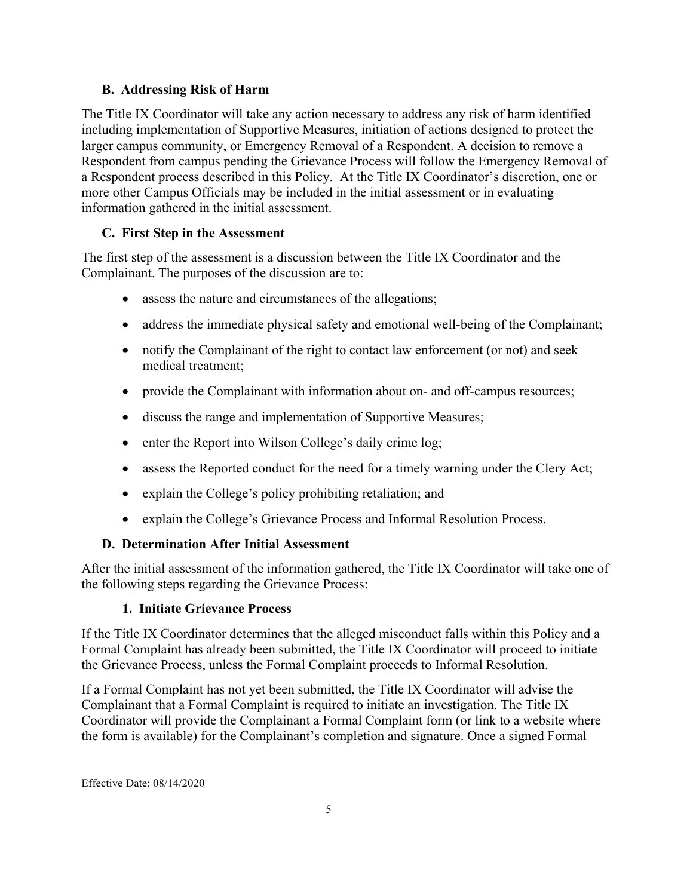### B. Addressing Risk of Harm

The Title IX Coordinator will take any action necessary to address any risk of harm identified including implementation of Supportive Measures, initiation of actions designed to protect the larger campus community, or Emergency Removal of a Respondent. A decision to remove a Respondent from campus pending the Grievance Process will follow the Emergency Removal of a Respondent process described in this Policy. At the Title IX Coordinator's discretion, one or more other Campus Officials may be included in the initial assessment or in evaluating information gathered in the initial assessment.

### C. First Step in the Assessment

The first step of the assessment is a discussion between the Title IX Coordinator and the Complainant. The purposes of the discussion are to:

- assess the nature and circumstances of the allegations;
- address the immediate physical safety and emotional well-being of the Complainant;
- notify the Complainant of the right to contact law enforcement (or not) and seek medical treatment;
- provide the Complainant with information about on- and off-campus resources;
- discuss the range and implementation of Supportive Measures;
- enter the Report into Wilson College's daily crime log;
- assess the Reported conduct for the need for a timely warning under the Clery Act;
- explain the College's policy prohibiting retaliation; and
- explain the College's Grievance Process and Informal Resolution Process.

### D. Determination After Initial Assessment

After the initial assessment of the information gathered, the Title IX Coordinator will take one of the following steps regarding the Grievance Process:

#### 1. Initiate Grievance Process

If the Title IX Coordinator determines that the alleged misconduct falls within this Policy and a Formal Complaint has already been submitted, the Title IX Coordinator will proceed to initiate the Grievance Process, unless the Formal Complaint proceeds to Informal Resolution.

If a Formal Complaint has not yet been submitted, the Title IX Coordinator will advise the Complainant that a Formal Complaint is required to initiate an investigation. The Title IX Coordinator will provide the Complainant a Formal Complaint form (or link to a website where the form is available) for the Complainant's completion and signature. Once a signed Formal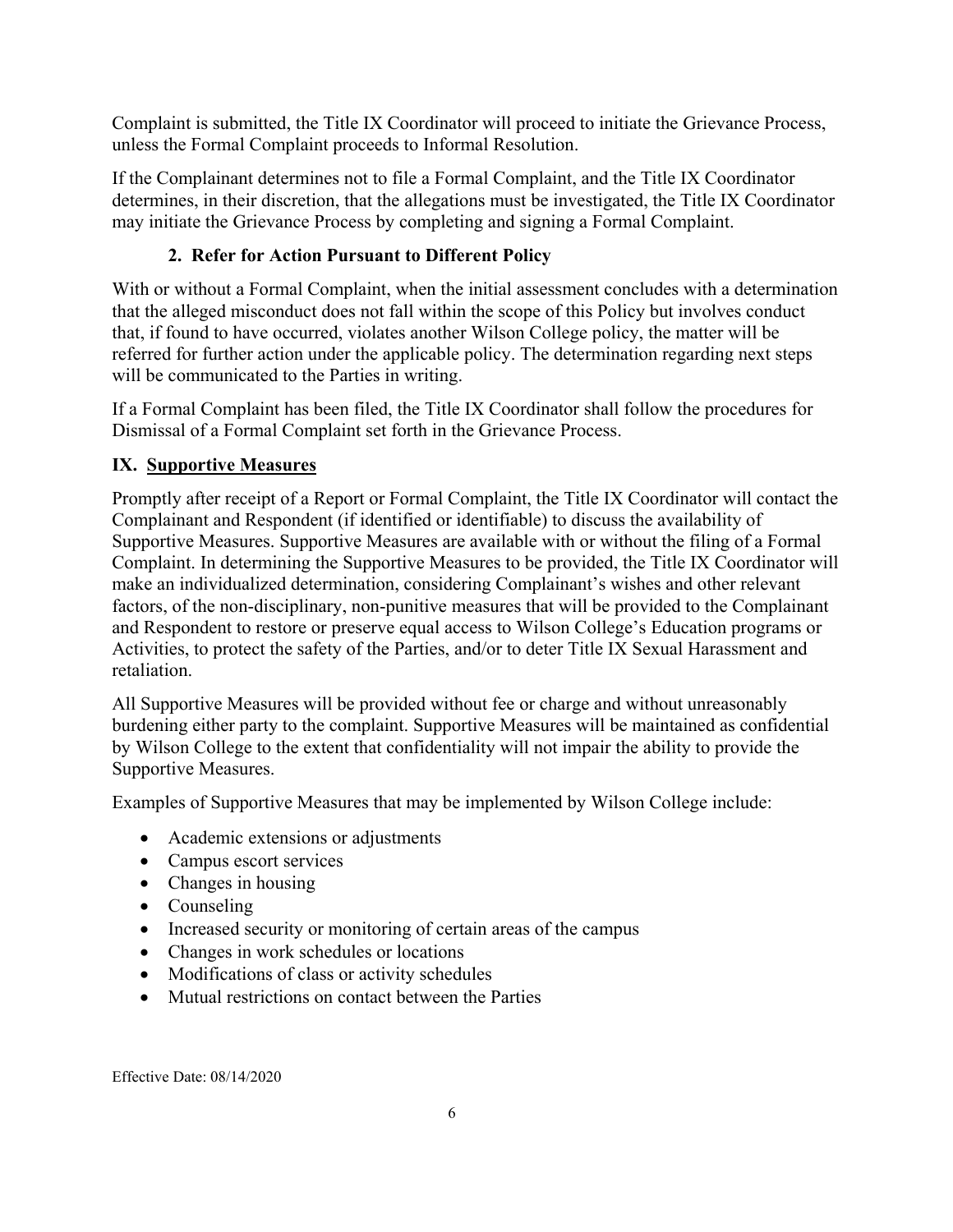Complaint is submitted, the Title IX Coordinator will proceed to initiate the Grievance Process, unless the Formal Complaint proceeds to Informal Resolution.

If the Complainant determines not to file a Formal Complaint, and the Title IX Coordinator determines, in their discretion, that the allegations must be investigated, the Title IX Coordinator may initiate the Grievance Process by completing and signing a Formal Complaint.

### 2. Refer for Action Pursuant to Different Policy

With or without a Formal Complaint, when the initial assessment concludes with a determination that the alleged misconduct does not fall within the scope of this Policy but involves conduct that, if found to have occurred, violates another Wilson College policy, the matter will be referred for further action under the applicable policy. The determination regarding next steps will be communicated to the Parties in writing.

If a Formal Complaint has been filed, the Title IX Coordinator shall follow the procedures for Dismissal of a Formal Complaint set forth in the Grievance Process.

## IX. Supportive Measures

Promptly after receipt of a Report or Formal Complaint, the Title IX Coordinator will contact the Complainant and Respondent (if identified or identifiable) to discuss the availability of Supportive Measures. Supportive Measures are available with or without the filing of a Formal Complaint. In determining the Supportive Measures to be provided, the Title IX Coordinator will make an individualized determination, considering Complainant's wishes and other relevant factors, of the non-disciplinary, non-punitive measures that will be provided to the Complainant and Respondent to restore or preserve equal access to Wilson College's Education programs or Activities, to protect the safety of the Parties, and/or to deter Title IX Sexual Harassment and retaliation.

All Supportive Measures will be provided without fee or charge and without unreasonably burdening either party to the complaint. Supportive Measures will be maintained as confidential by Wilson College to the extent that confidentiality will not impair the ability to provide the Supportive Measures.

Examples of Supportive Measures that may be implemented by Wilson College include:

- Academic extensions or adjustments
- Campus escort services
- Changes in housing
- Counseling
- Increased security or monitoring of certain areas of the campus
- Changes in work schedules or locations
- Modifications of class or activity schedules
- Mutual restrictions on contact between the Parties

Effective Date: 08/14/2020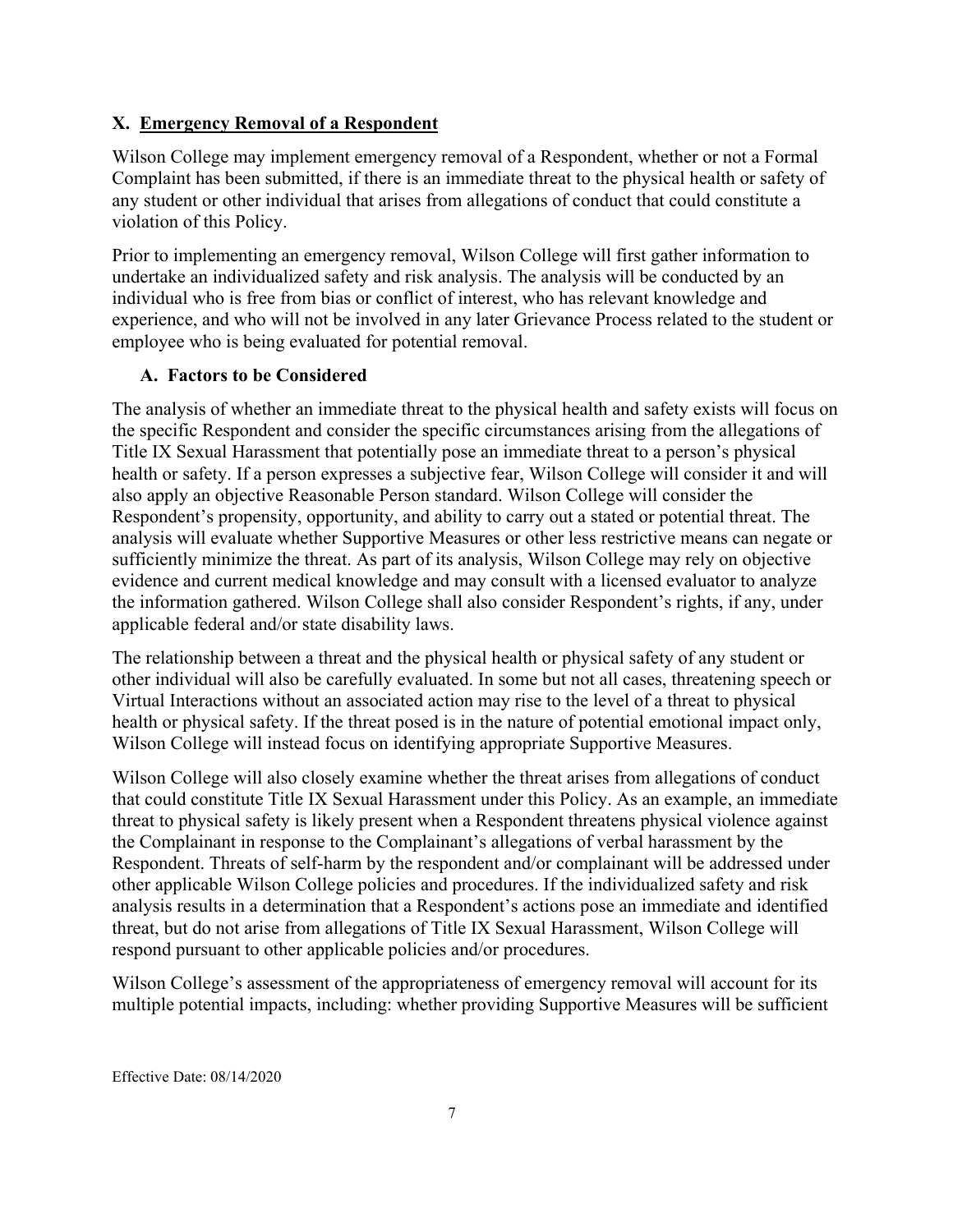## X. Emergency Removal of a Respondent

Wilson College may implement emergency removal of a Respondent, whether or not a Formal Complaint has been submitted, if there is an immediate threat to the physical health or safety of any student or other individual that arises from allegations of conduct that could constitute a violation of this Policy.

Prior to implementing an emergency removal, Wilson College will first gather information to undertake an individualized safety and risk analysis. The analysis will be conducted by an individual who is free from bias or conflict of interest, who has relevant knowledge and experience, and who will not be involved in any later Grievance Process related to the student or employee who is being evaluated for potential removal.

### A. Factors to be Considered

The analysis of whether an immediate threat to the physical health and safety exists will focus on the specific Respondent and consider the specific circumstances arising from the allegations of Title IX Sexual Harassment that potentially pose an immediate threat to a person's physical health or safety. If a person expresses a subjective fear, Wilson College will consider it and will also apply an objective Reasonable Person standard. Wilson College will consider the Respondent's propensity, opportunity, and ability to carry out a stated or potential threat. The analysis will evaluate whether Supportive Measures or other less restrictive means can negate or sufficiently minimize the threat. As part of its analysis, Wilson College may rely on objective evidence and current medical knowledge and may consult with a licensed evaluator to analyze the information gathered. Wilson College shall also consider Respondent's rights, if any, under applicable federal and/or state disability laws.

The relationship between a threat and the physical health or physical safety of any student or other individual will also be carefully evaluated. In some but not all cases, threatening speech or Virtual Interactions without an associated action may rise to the level of a threat to physical health or physical safety. If the threat posed is in the nature of potential emotional impact only, Wilson College will instead focus on identifying appropriate Supportive Measures.

Wilson College will also closely examine whether the threat arises from allegations of conduct that could constitute Title IX Sexual Harassment under this Policy. As an example, an immediate threat to physical safety is likely present when a Respondent threatens physical violence against the Complainant in response to the Complainant's allegations of verbal harassment by the Respondent. Threats of self-harm by the respondent and/or complainant will be addressed under other applicable Wilson College policies and procedures. If the individualized safety and risk analysis results in a determination that a Respondent's actions pose an immediate and identified threat, but do not arise from allegations of Title IX Sexual Harassment, Wilson College will respond pursuant to other applicable policies and/or procedures.

Wilson College's assessment of the appropriateness of emergency removal will account for its multiple potential impacts, including: whether providing Supportive Measures will be sufficient

Effective Date: 08/14/2020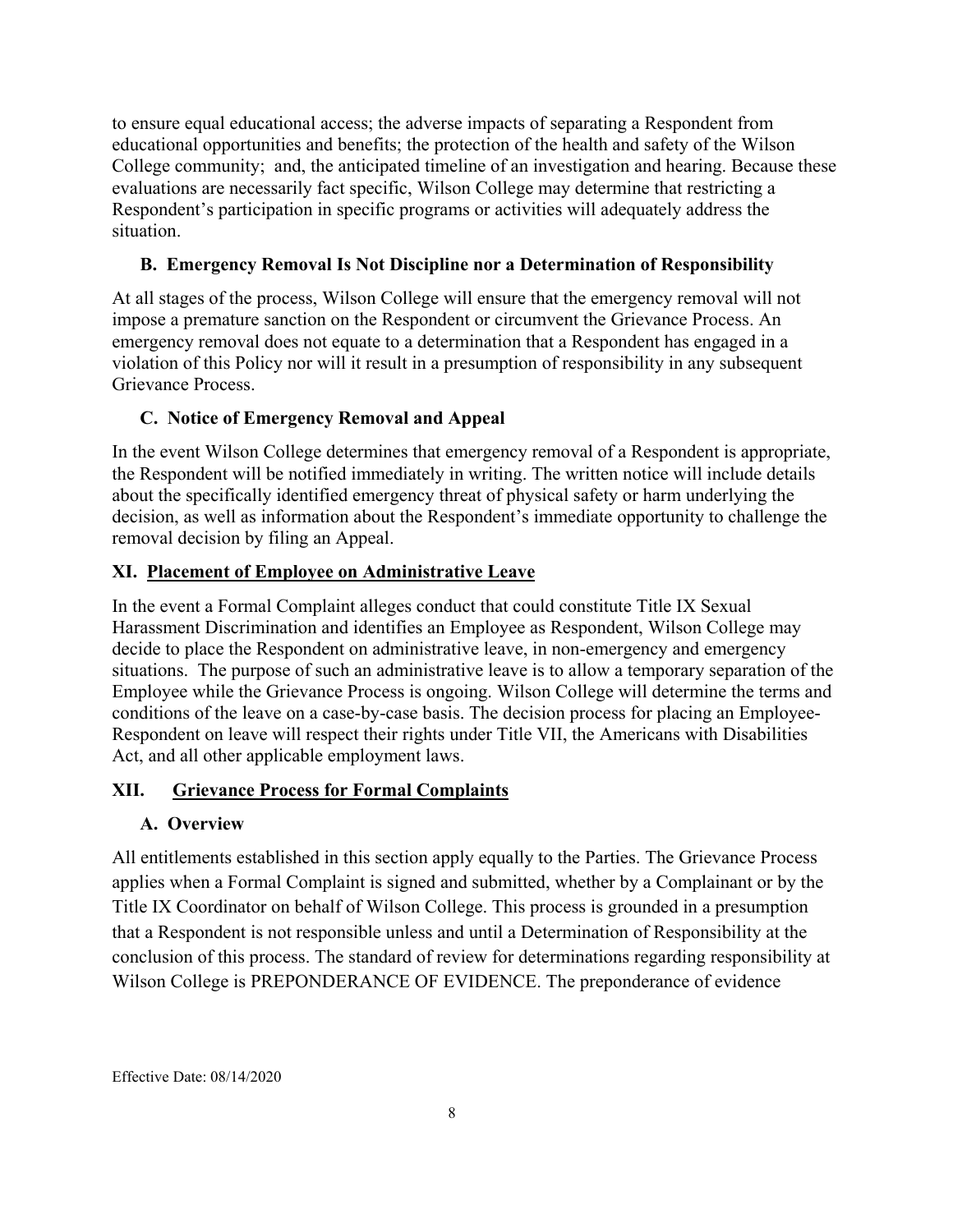to ensure equal educational access; the adverse impacts of separating a Respondent from educational opportunities and benefits; the protection of the health and safety of the Wilson College community; and, the anticipated timeline of an investigation and hearing. Because these evaluations are necessarily fact specific, Wilson College may determine that restricting a Respondent's participation in specific programs or activities will adequately address the situation.

### B. Emergency Removal Is Not Discipline nor a Determination of Responsibility

At all stages of the process, Wilson College will ensure that the emergency removal will not impose a premature sanction on the Respondent or circumvent the Grievance Process. An emergency removal does not equate to a determination that a Respondent has engaged in a violation of this Policy nor will it result in a presumption of responsibility in any subsequent Grievance Process.

### C. Notice of Emergency Removal and Appeal

In the event Wilson College determines that emergency removal of a Respondent is appropriate, the Respondent will be notified immediately in writing. The written notice will include details about the specifically identified emergency threat of physical safety or harm underlying the decision, as well as information about the Respondent's immediate opportunity to challenge the removal decision by filing an Appeal.

## XI. Placement of Employee on Administrative Leave

In the event a Formal Complaint alleges conduct that could constitute Title IX Sexual Harassment Discrimination and identifies an Employee as Respondent, Wilson College may decide to place the Respondent on administrative leave, in non-emergency and emergency situations. The purpose of such an administrative leave is to allow a temporary separation of the Employee while the Grievance Process is ongoing. Wilson College will determine the terms and conditions of the leave on a case-by-case basis. The decision process for placing an Employee-Respondent on leave will respect their rights under Title VII, the Americans with Disabilities Act, and all other applicable employment laws.

## XII. Grievance Process for Formal Complaints

### A. Overview

All entitlements established in this section apply equally to the Parties. The Grievance Process applies when a Formal Complaint is signed and submitted, whether by a Complainant or by the Title IX Coordinator on behalf of Wilson College. This process is grounded in a presumption that a Respondent is not responsible unless and until a Determination of Responsibility at the conclusion of this process. The standard of review for determinations regarding responsibility at Wilson College is PREPONDERANCE OF EVIDENCE. The preponderance of evidence

Effective Date: 08/14/2020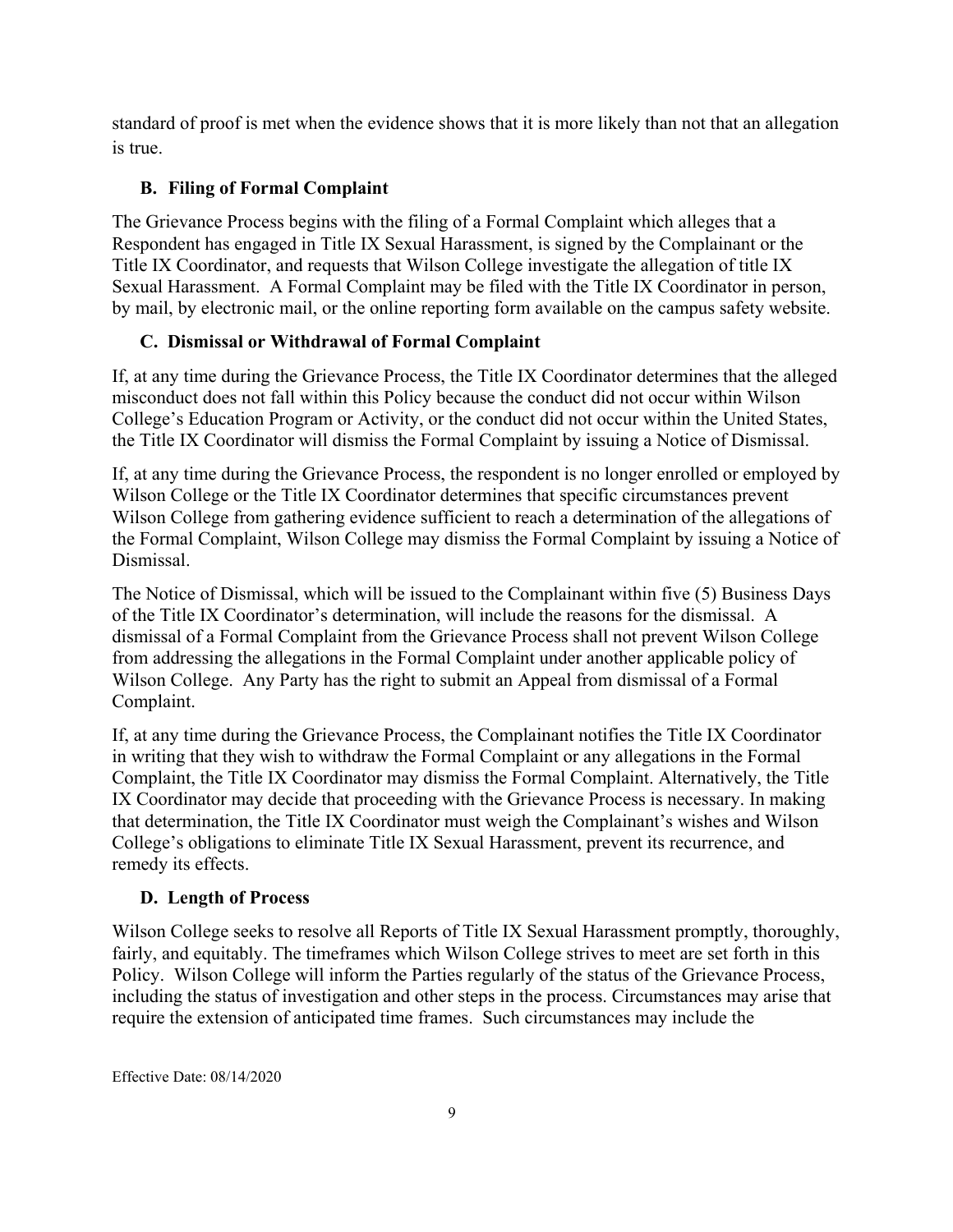standard of proof is met when the evidence shows that it is more likely than not that an allegation is true.

### B. Filing of Formal Complaint

The Grievance Process begins with the filing of a Formal Complaint which alleges that a Respondent has engaged in Title IX Sexual Harassment, is signed by the Complainant or the Title IX Coordinator, and requests that Wilson College investigate the allegation of title IX Sexual Harassment. A Formal Complaint may be filed with the Title IX Coordinator in person, by mail, by electronic mail, or the online reporting form available on the campus safety website.

### C. Dismissal or Withdrawal of Formal Complaint

If, at any time during the Grievance Process, the Title IX Coordinator determines that the alleged misconduct does not fall within this Policy because the conduct did not occur within Wilson College's Education Program or Activity, or the conduct did not occur within the United States, the Title IX Coordinator will dismiss the Formal Complaint by issuing a Notice of Dismissal.

If, at any time during the Grievance Process, the respondent is no longer enrolled or employed by Wilson College or the Title IX Coordinator determines that specific circumstances prevent Wilson College from gathering evidence sufficient to reach a determination of the allegations of the Formal Complaint, Wilson College may dismiss the Formal Complaint by issuing a Notice of Dismissal.

The Notice of Dismissal, which will be issued to the Complainant within five (5) Business Days of the Title IX Coordinator's determination, will include the reasons for the dismissal. A dismissal of a Formal Complaint from the Grievance Process shall not prevent Wilson College from addressing the allegations in the Formal Complaint under another applicable policy of Wilson College. Any Party has the right to submit an Appeal from dismissal of a Formal Complaint.

If, at any time during the Grievance Process, the Complainant notifies the Title IX Coordinator in writing that they wish to withdraw the Formal Complaint or any allegations in the Formal Complaint, the Title IX Coordinator may dismiss the Formal Complaint. Alternatively, the Title IX Coordinator may decide that proceeding with the Grievance Process is necessary. In making that determination, the Title IX Coordinator must weigh the Complainant's wishes and Wilson College's obligations to eliminate Title IX Sexual Harassment, prevent its recurrence, and remedy its effects.

### D. Length of Process

Wilson College seeks to resolve all Reports of Title IX Sexual Harassment promptly, thoroughly, fairly, and equitably. The timeframes which Wilson College strives to meet are set forth in this Policy. Wilson College will inform the Parties regularly of the status of the Grievance Process, including the status of investigation and other steps in the process. Circumstances may arise that require the extension of anticipated time frames. Such circumstances may include the

Effective Date: 08/14/2020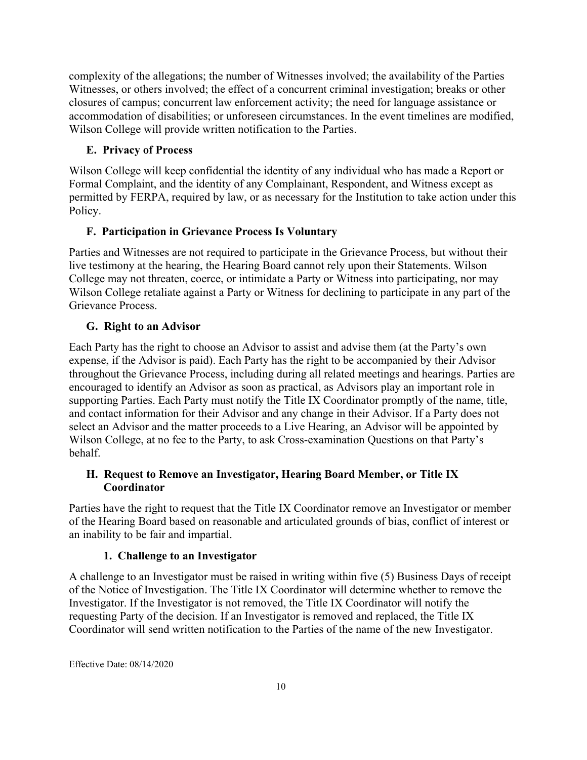complexity of the allegations; the number of Witnesses involved; the availability of the Parties Witnesses, or others involved; the effect of a concurrent criminal investigation; breaks or other closures of campus; concurrent law enforcement activity; the need for language assistance or accommodation of disabilities; or unforeseen circumstances. In the event timelines are modified, Wilson College will provide written notification to the Parties.

### E. Privacy of Process

Wilson College will keep confidential the identity of any individual who has made a Report or Formal Complaint, and the identity of any Complainant, Respondent, and Witness except as permitted by FERPA, required by law, or as necessary for the Institution to take action under this Policy.

### F. Participation in Grievance Process Is Voluntary

Parties and Witnesses are not required to participate in the Grievance Process, but without their live testimony at the hearing, the Hearing Board cannot rely upon their Statements. Wilson College may not threaten, coerce, or intimidate a Party or Witness into participating, nor may Wilson College retaliate against a Party or Witness for declining to participate in any part of the Grievance Process.

### G. Right to an Advisor

Each Party has the right to choose an Advisor to assist and advise them (at the Party's own expense, if the Advisor is paid). Each Party has the right to be accompanied by their Advisor throughout the Grievance Process, including during all related meetings and hearings. Parties are encouraged to identify an Advisor as soon as practical, as Advisors play an important role in supporting Parties. Each Party must notify the Title IX Coordinator promptly of the name, title, and contact information for their Advisor and any change in their Advisor. If a Party does not select an Advisor and the matter proceeds to a Live Hearing, an Advisor will be appointed by Wilson College, at no fee to the Party, to ask Cross-examination Questions on that Party's behalf.

### H. Request to Remove an Investigator, Hearing Board Member, or Title IX Coordinator

Parties have the right to request that the Title IX Coordinator remove an Investigator or member of the Hearing Board based on reasonable and articulated grounds of bias, conflict of interest or an inability to be fair and impartial.

#### 1. Challenge to an Investigator

A challenge to an Investigator must be raised in writing within five (5) Business Days of receipt of the Notice of Investigation. The Title IX Coordinator will determine whether to remove the Investigator. If the Investigator is not removed, the Title IX Coordinator will notify the requesting Party of the decision. If an Investigator is removed and replaced, the Title IX Coordinator will send written notification to the Parties of the name of the new Investigator.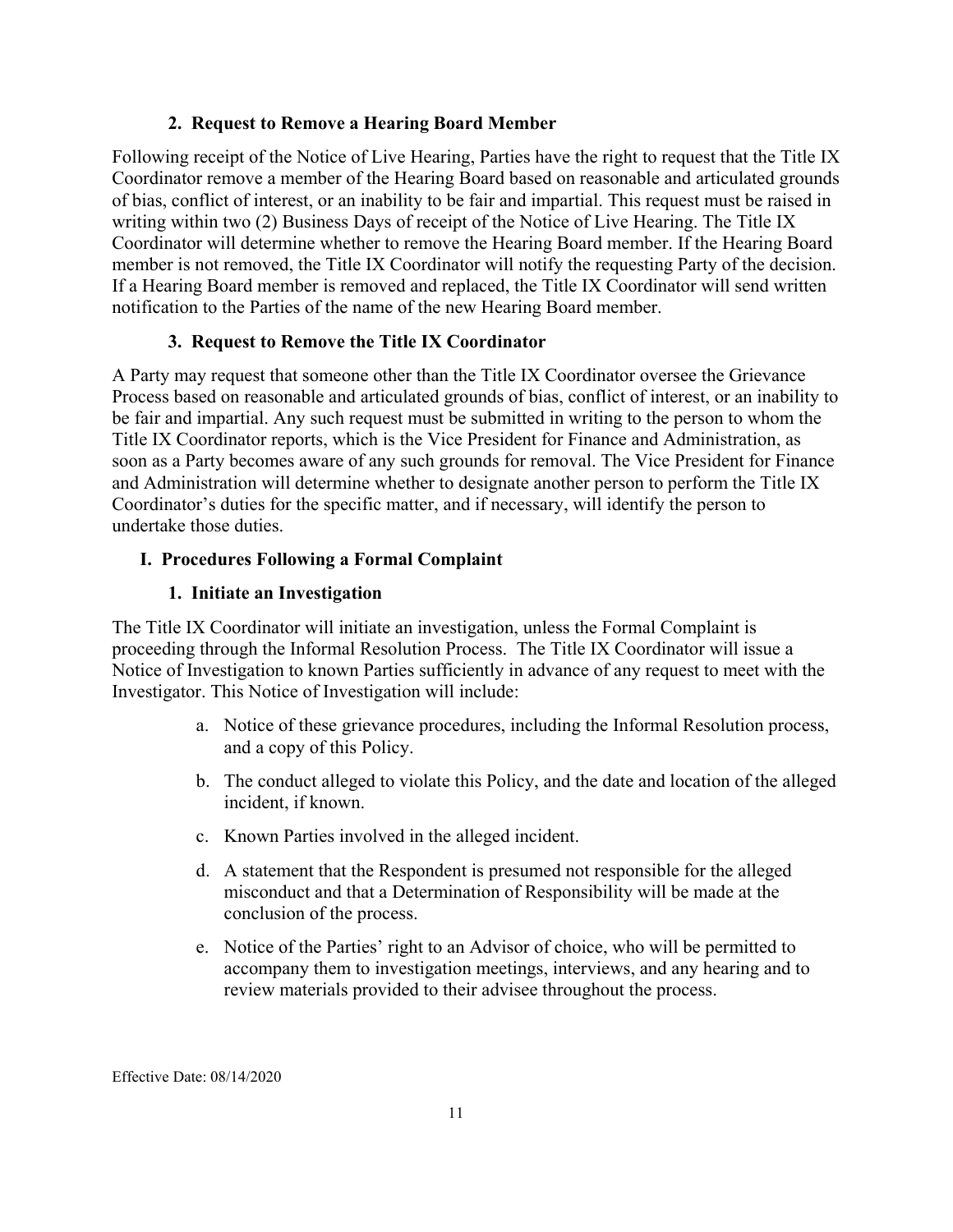### 2. Request to Remove a Hearing Board Member

Following receipt of the Notice of Live Hearing, Parties have the right to request that the Title IX Coordinator remove a member of the Hearing Board based on reasonable and articulated grounds of bias, conflict of interest, or an inability to be fair and impartial. This request must be raised in writing within two (2) Business Days of receipt of the Notice of Live Hearing. The Title IX Coordinator will determine whether to remove the Hearing Board member. If the Hearing Board member is not removed, the Title IX Coordinator will notify the requesting Party of the decision. If a Hearing Board member is removed and replaced, the Title IX Coordinator will send written notification to the Parties of the name of the new Hearing Board member.

### 3. Request to Remove the Title IX Coordinator

A Party may request that someone other than the Title IX Coordinator oversee the Grievance Process based on reasonable and articulated grounds of bias, conflict of interest, or an inability to be fair and impartial. Any such request must be submitted in writing to the person to whom the Title IX Coordinator reports, which is the Vice President for Finance and Administration, as soon as a Party becomes aware of any such grounds for removal. The Vice President for Finance and Administration will determine whether to designate another person to perform the Title IX Coordinator's duties for the specific matter, and if necessary, will identify the person to undertake those duties.

## I. Procedures Following a Formal Complaint

### 1. Initiate an Investigation

The Title IX Coordinator will initiate an investigation, unless the Formal Complaint is proceeding through the Informal Resolution Process. The Title IX Coordinator will issue a Notice of Investigation to known Parties sufficiently in advance of any request to meet with the Investigator. This Notice of Investigation will include:

a. Notice of these grievance procedures, including the Informal Resolution process, and a copy of this Policy.

b. The conduct alleged to violate this Policy, and the date and location of the alleged incident, if known.

c. Known Parties involved in the alleged incident.

d. A statement that the Respondent is presumed not responsible for the alleged misconduct and that a Determination of Responsibility will be made at the conclusion of the process.

e. Notice of the Parties' right to an Advisor of choice, who will be permitted to accompany them to investigation meetings, interviews, and any hearing and to review materials provided to their advisee throughout the process.

Effective Date: 08/14/2020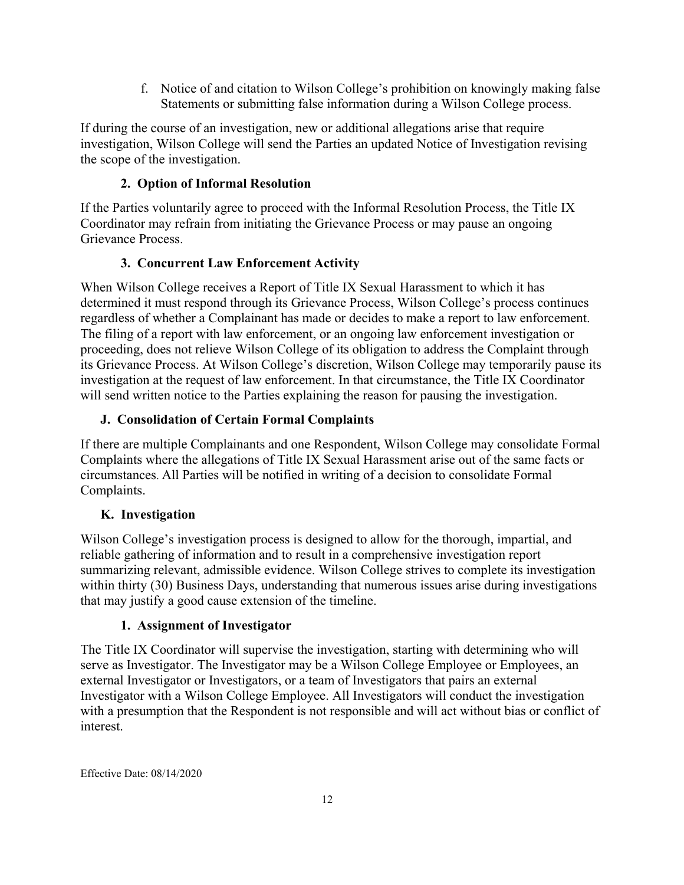f. Notice of and citation to Wilson College's prohibition on knowingly making false Statements or submitting false information during a Wilson College process.

If during the course of an investigation, new or additional allegations arise that require investigation, Wilson College will send the Parties an updated Notice of Investigation revising the scope of the investigation.

#### 2. Option of Informal Resolution

If the Parties voluntarily agree to proceed with the Informal Resolution Process, the Title IX Coordinator may refrain from initiating the Grievance Process or may pause an ongoing Grievance Process.

#### 3. Concurrent Law Enforcement Activity

When Wilson College receives a Report of Title IX Sexual Harassment to which it has determined it must respond through its Grievance Process, Wilson College's process continues regardless of whether a Complainant has made or decides to make a report to law enforcement. The filing of a report with law enforcement, or an ongoing law enforcement investigation or proceeding, does not relieve Wilson College of its obligation to address the Complaint through its Grievance Process. At Wilson College's discretion, Wilson College may temporarily pause its investigation at the request of law enforcement. In that circumstance, the Title IX Coordinator will send written notice to the Parties explaining the reason for pausing the investigation.

### J. Consolidation of Certain Formal Complaints

If there are multiple Complainants and one Respondent, Wilson College may consolidate Formal Complaints where the allegations of Title IX Sexual Harassment arise out of the same facts or circumstances. All Parties will be notified in writing of a decision to consolidate Formal Complaints.

### K. Investigation

Wilson College's investigation process is designed to allow for the thorough, impartial, and reliable gathering of information and to result in a comprehensive investigation report summarizing relevant, admissible evidence. Wilson College strives to complete its investigation within thirty (30) Business Days, understanding that numerous issues arise during investigations that may justify a good cause extension of the timeline.

#### 1. Assignment of Investigator

The Title IX Coordinator will supervise the investigation, starting with determining who will serve as Investigator. The Investigator may be a Wilson College Employee or Employees, an external Investigator or Investigators, or a team of Investigators that pairs an external Investigator with a Wilson College Employee. All Investigators will conduct the investigation with a presumption that the Respondent is not responsible and will act without bias or conflict of interest.

Effective Date: 08/14/2020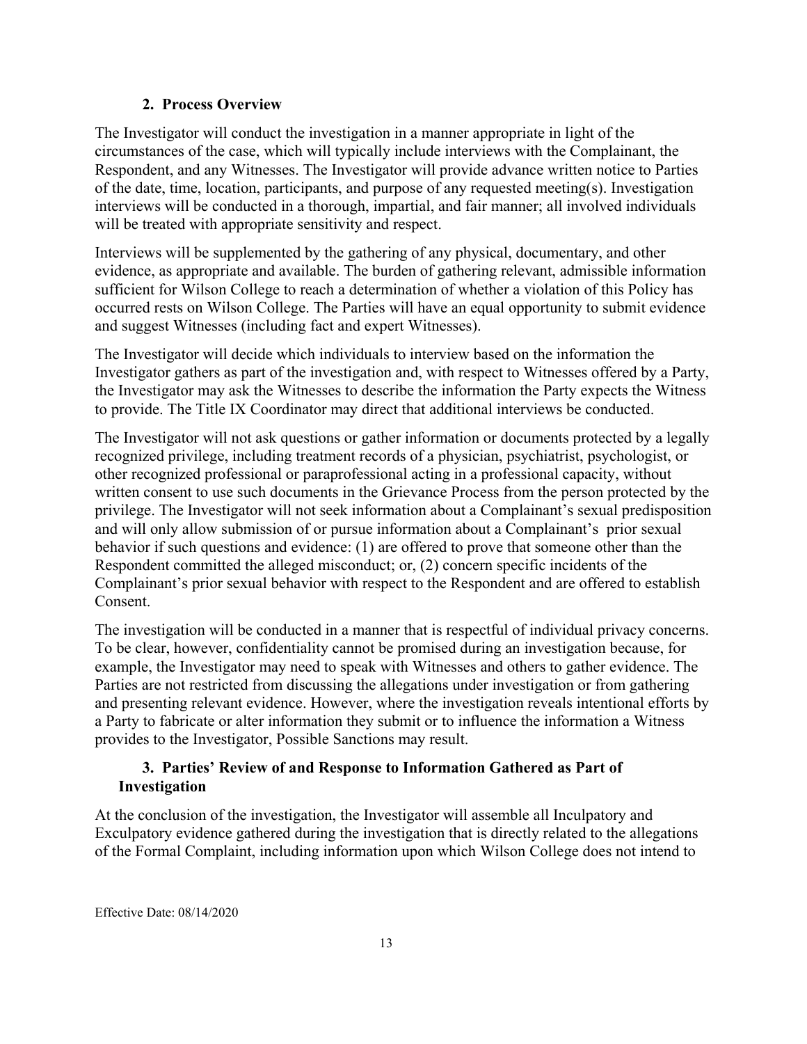## 2. Process Overview

The Investigator will conduct the investigation in a manner appropriate in light of the circumstances of the case, which will typically include interviews with the Complainant, the Respondent, and any Witnesses. The Investigator will provide advance written notice to Parties of the date, time, location, participants, and purpose of any requested meeting(s). Investigation interviews will be conducted in a thorough, impartial, and fair manner; all involved individuals will be treated with appropriate sensitivity and respect.

Interviews will be supplemented by the gathering of any physical, documentary, and other evidence, as appropriate and available. The burden of gathering relevant, admissible information sufficient for Wilson College to reach a determination of whether a violation of this Policy has occurred rests on Wilson College. The Parties will have an equal opportunity to submit evidence and suggest Witnesses (including fact and expert Witnesses).

The Investigator will decide which individuals to interview based on the information the Investigator gathers as part of the investigation and, with respect to Witnesses offered by a Party, the Investigator may ask the Witnesses to describe the information the Party expects the Witness to provide. The Title IX Coordinator may direct that additional interviews be conducted.

The Investigator will not ask questions or gather information or documents protected by a legally recognized privilege, including treatment records of a physician, psychiatrist, psychologist, or other recognized professional or paraprofessional acting in a professional capacity, without written consent to use such documents in the Grievance Process from the person protected by the privilege. The Investigator will not seek information about a Complainant's sexual predisposition and will only allow submission of or pursue information about a Complainant's prior sexual behavior if such questions and evidence: (1) are offered to prove that someone other than the Respondent committed the alleged misconduct; or, (2) concern specific incidents of the Complainant's prior sexual behavior with respect to the Respondent and are offered to establish Consent.

The investigation will be conducted in a manner that is respectful of individual privacy concerns. To be clear, however, confidentiality cannot be promised during an investigation because, for example, the Investigator may need to speak with Witnesses and others to gather evidence. The Parties are not restricted from discussing the allegations under investigation or from gathering and presenting relevant evidence. However, where the investigation reveals intentional efforts by a Party to fabricate or alter information they submit or to influence the information a Witness provides to the Investigator, Possible Sanctions may result.

## 3. Parties' Review of and Response to Information Gathered as Part of Investigation

At the conclusion of the investigation, the Investigator will assemble all Inculpatory and Exculpatory evidence gathered during the investigation that is directly related to the allegations of the Formal Complaint, including information upon which Wilson College does not intend to

Effective Date: 08/14/2020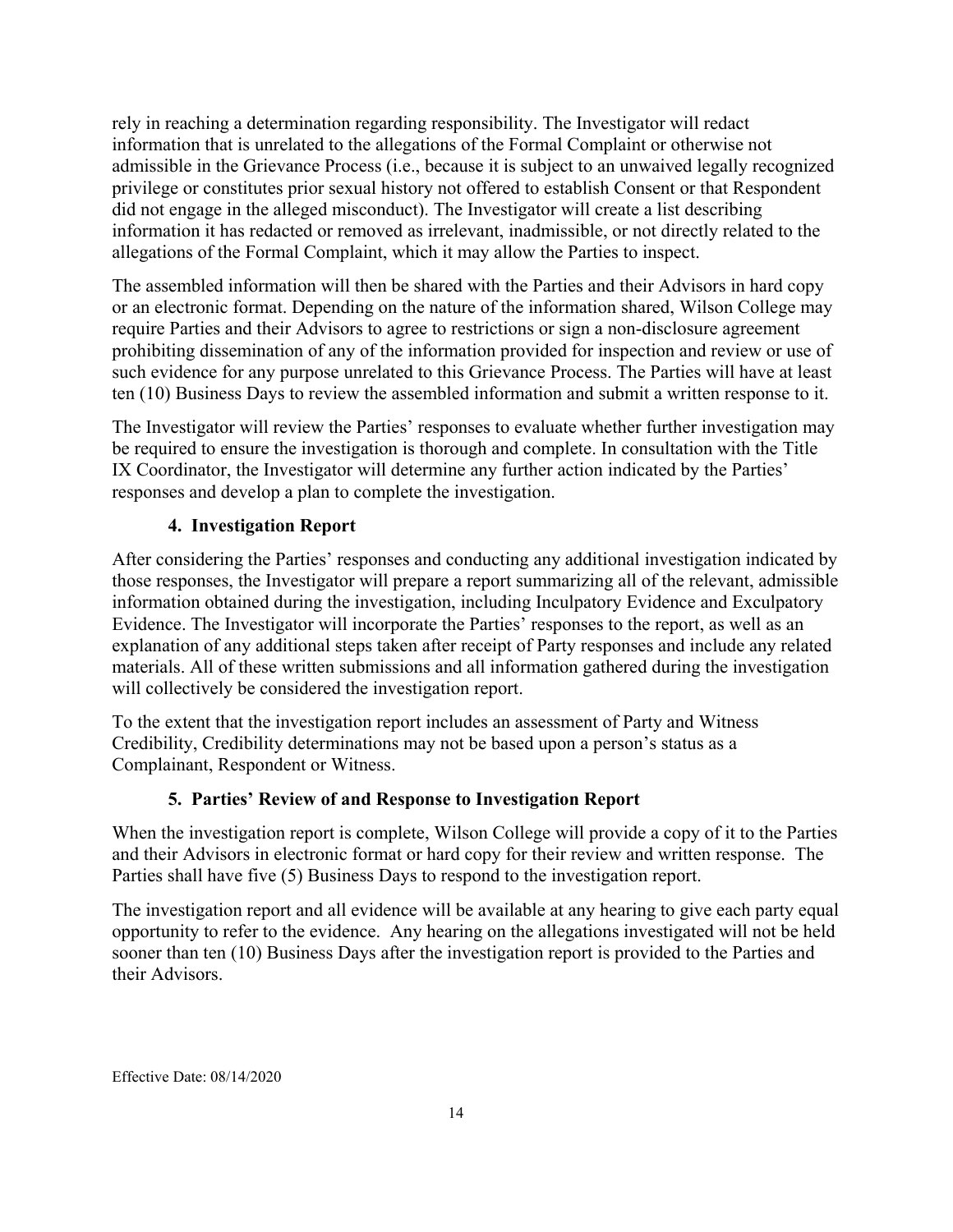rely in reaching a determination regarding responsibility. The Investigator will redact information that is unrelated to the allegations of the Formal Complaint or otherwise not admissible in the Grievance Process (i.e., because it is subject to an unwaived legally recognized privilege or constitutes prior sexual history not offered to establish Consent or that Respondent did not engage in the alleged misconduct). The Investigator will create a list describing information it has redacted or removed as irrelevant, inadmissible, or not directly related to the allegations of the Formal Complaint, which it may allow the Parties to inspect.

The assembled information will then be shared with the Parties and their Advisors in hard copy or an electronic format. Depending on the nature of the information shared, Wilson College may require Parties and their Advisors to agree to restrictions or sign a non-disclosure agreement prohibiting dissemination of any of the information provided for inspection and review or use of such evidence for any purpose unrelated to this Grievance Process. The Parties will have at least ten (10) Business Days to review the assembled information and submit a written response to it.

The Investigator will review the Parties' responses to evaluate whether further investigation may be required to ensure the investigation is thorough and complete. In consultation with the Title IX Coordinator, the Investigator will determine any further action indicated by the Parties' responses and develop a plan to complete the investigation.

**4. Investigation Report**

After considering the Parties' responses and conducting any additional investigation indicated by those responses, the Investigator will prepare a report summarizing all of the relevant, admissible information obtained during the investigation, including Inculpatory Evidence and Exculpatory Evidence. The Investigator will incorporate the Parties' responses to the report, as well as an explanation of any additional steps taken after receipt of Party responses and include any related materials. All of these written submissions and all information gathered during the investigation will collectively be considered the investigation report.

To the extent that the investigation report includes an assessment of Party and Witness Credibility, Credibility determinations may not be based upon a person's status as a Complainant, Respondent or Witness.

**5. Parties' Review of and Response to Investigation Report**

When the investigation report is complete, Wilson College will provide a copy of it to the Parties and their Advisors in electronic format or hard copy for their review and written response. The Parties shall have five (5) Business Days to respond to the investigation report.

The investigation report and all evidence will be available at any hearing to give each party equal opportunity to refer to the evidence. Any hearing on the allegations investigated will not be held sooner than ten (10) Business Days after the investigation report is provided to the Parties and their Advisors.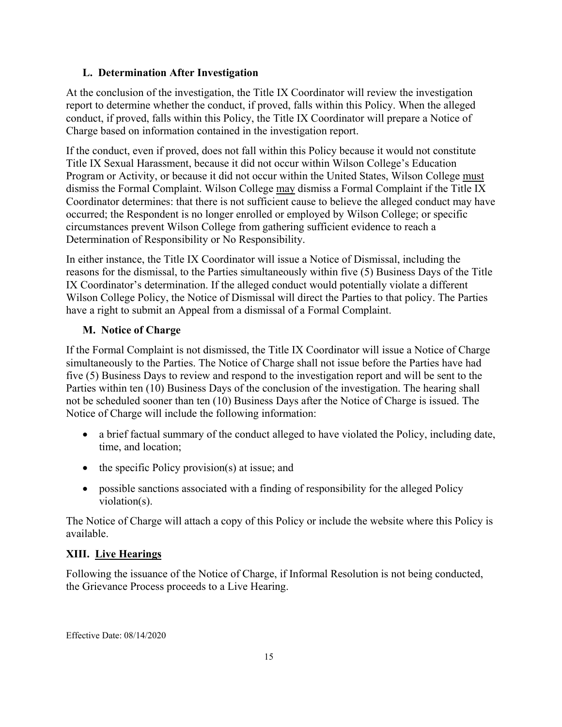### L. Determination After Investigation

At the conclusion of the investigation, the Title IX Coordinator will review the investigation report to determine whether the conduct, if proved, falls within this Policy. When the alleged conduct, if proved, falls within this Policy, the Title IX Coordinator will prepare a Notice of Charge based on information contained in the investigation report.

If the conduct, even if proved, does not fall within this Policy because it would not constitute Title IX Sexual Harassment, because it did not occur within Wilson College's Education Program or Activity, or because it did not occur within the United States, Wilson College must dismiss the Formal Complaint. Wilson College may dismiss a Formal Complaint if the Title IX Coordinator determines: that there is not sufficient cause to believe the alleged conduct may have occurred; the Respondent is no longer enrolled or employed by Wilson College; or specific circumstances prevent Wilson College from gathering sufficient evidence to reach a Determination of Responsibility or No Responsibility.

In either instance, the Title IX Coordinator will issue a Notice of Dismissal, including the reasons for the dismissal, to the Parties simultaneously within five (5) Business Days of the Title IX Coordinator's determination. If the alleged conduct would potentially violate a different Wilson College Policy, the Notice of Dismissal will direct the Parties to that policy. The Parties have a right to submit an Appeal from a dismissal of a Formal Complaint.

### M. Notice of Charge

If the Formal Complaint is not dismissed, the Title IX Coordinator will issue a Notice of Charge simultaneously to the Parties. The Notice of Charge shall not issue before the Parties have had five (5) Business Days to review and respond to the investigation report and will be sent to the Parties within ten (10) Business Days of the conclusion of the investigation. The hearing shall not be scheduled sooner than ten (10) Business Days after the Notice of Charge is issued. The Notice of Charge will include the following information:

- a brief factual summary of the conduct alleged to have violated the Policy, including date, time, and location;
- the specific Policy provision(s) at issue; and
- possible sanctions associated with a finding of responsibility for the alleged Policy violation(s).

The Notice of Charge will attach a copy of this Policy or include the website where this Policy is available.

## XIII. Live Hearings

Following the issuance of the Notice of Charge, if Informal Resolution is not being conducted, the Grievance Process proceeds to a Live Hearing.

Effective Date: 08/14/2020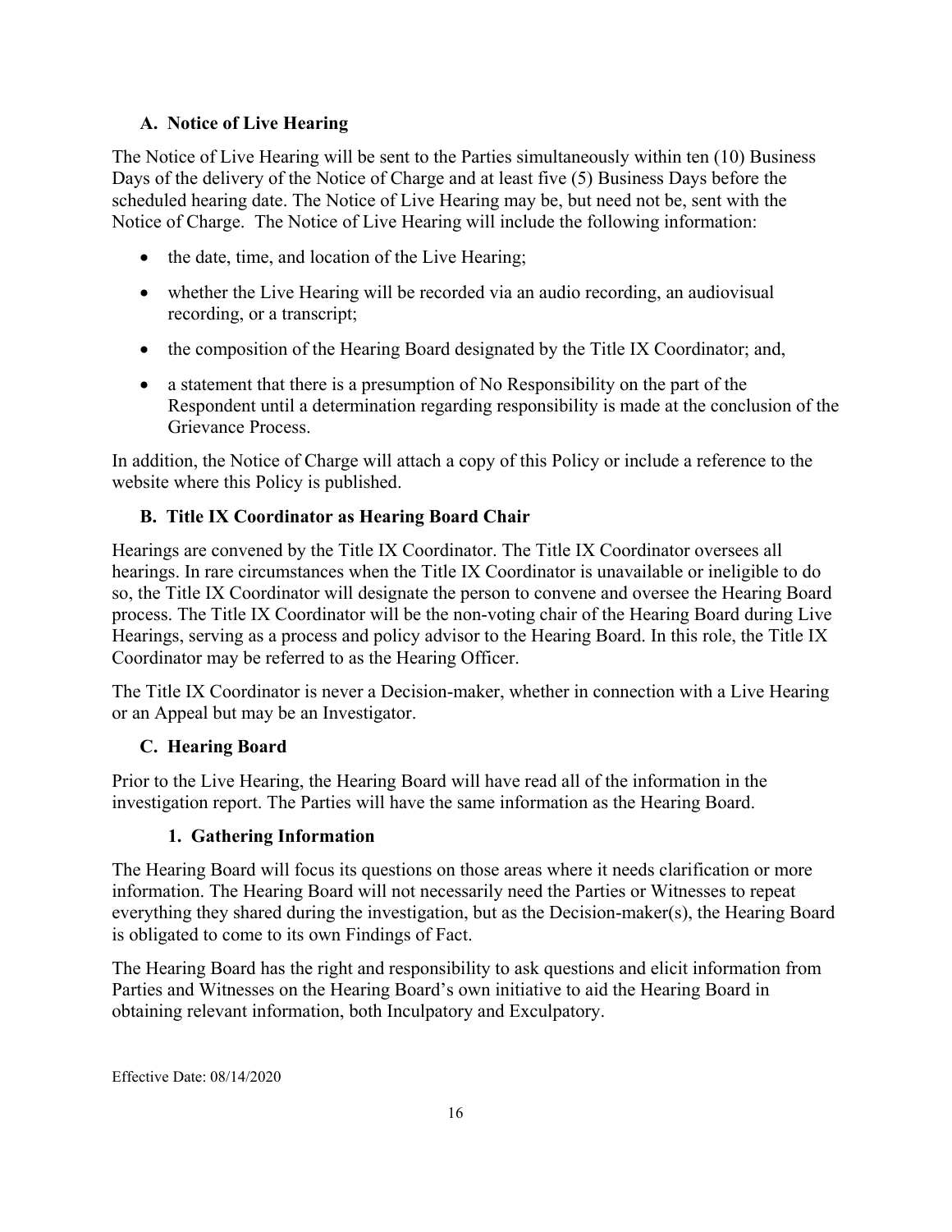### A. Notice of Live Hearing

The Notice of Live Hearing will be sent to the Parties simultaneously within ten (10) Business Days of the delivery of the Notice of Charge and at least five (5) Business Days before the scheduled hearing date. The Notice of Live Hearing may be, but need not be, sent with the Notice of Charge. The Notice of Live Hearing will include the following information:

- the date, time, and location of the Live Hearing;
- whether the Live Hearing will be recorded via an audio recording, an audiovisual recording, or a transcript;
- the composition of the Hearing Board designated by the Title IX Coordinator; and,
- a statement that there is a presumption of No Responsibility on the part of the Respondent until a determination regarding responsibility is made at the conclusion of the Grievance Process.

In addition, the Notice of Charge will attach a copy of this Policy or include a reference to the website where this Policy is published.

### B. Title IX Coordinator as Hearing Board Chair

Hearings are convened by the Title IX Coordinator. The Title IX Coordinator oversees all hearings. In rare circumstances when the Title IX Coordinator is unavailable or ineligible to do so, the Title IX Coordinator will designate the person to convene and oversee the Hearing Board process. The Title IX Coordinator will be the non-voting chair of the Hearing Board during Live Hearings, serving as a process and policy advisor to the Hearing Board. In this role, the Title IX Coordinator may be referred to as the Hearing Officer.

The Title IX Coordinator is never a Decision-maker, whether in connection with a Live Hearing or an Appeal but may be an Investigator.

### C. Hearing Board

Prior to the Live Hearing, the Hearing Board will have read all of the information in the investigation report. The Parties will have the same information as the Hearing Board.

#### 1. Gathering Information

The Hearing Board will focus its questions on those areas where it needs clarification or more information. The Hearing Board will not necessarily need the Parties or Witnesses to repeat everything they shared during the investigation, but as the Decision-maker(s), the Hearing Board is obligated to come to its own Findings of Fact.

The Hearing Board has the right and responsibility to ask questions and elicit information from Parties and Witnesses on the Hearing Board's own initiative to aid the Hearing Board in obtaining relevant information, both Inculpatory and Exculpatory.

Effective Date: 08/14/2020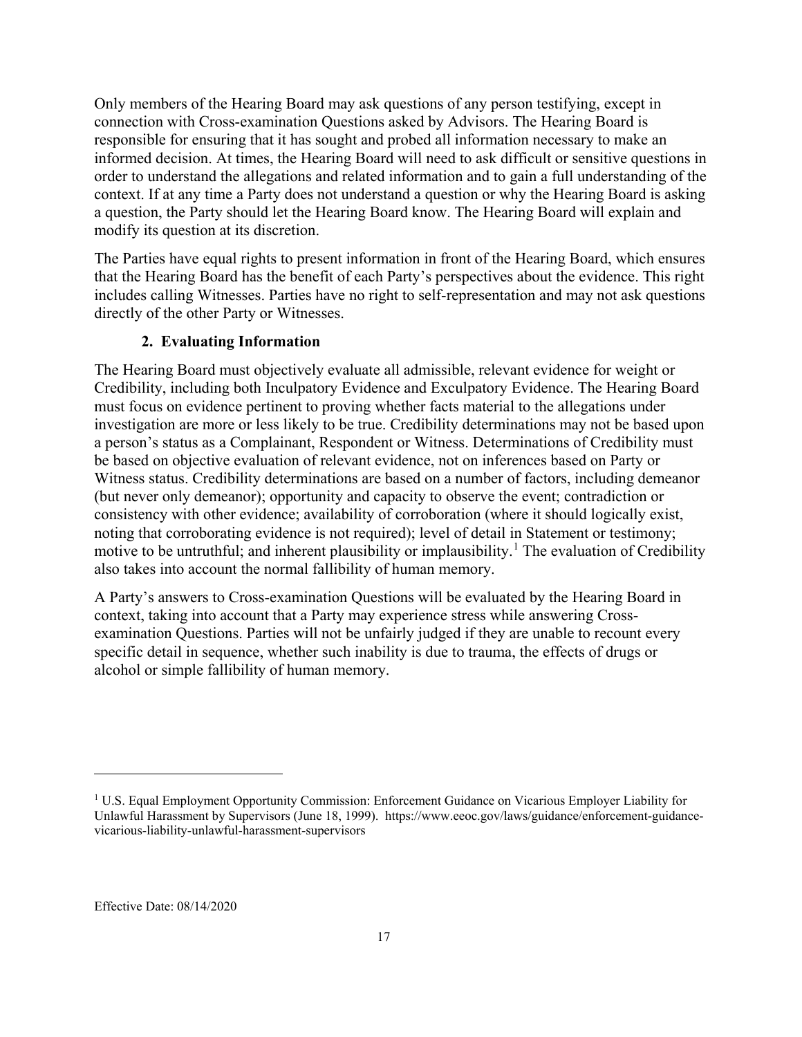Only members of the Hearing Board may ask questions of any person testifying, except in connection with Cross-examination Questions asked by Advisors. The Hearing Board is responsible for ensuring that it has sought and probed all information necessary to make an informed decision. At times, the Hearing Board will need to ask difficult or sensitive questions in order to understand the allegations and related information and to gain a full understanding of the context. If at any time a Party does not understand a question or why the Hearing Board is asking a question, the Party should let the Hearing Board know. The Hearing Board will explain and modify its question at its discretion.

The Parties have equal rights to present information in front of the Hearing Board, which ensures that the Hearing Board has the benefit of each Party's perspectives about the evidence. This right includes calling Witnesses. Parties have no right to self-representation and may not ask questions directly of the other Party or Witnesses.

### 2. Evaluating Information

The Hearing Board must objectively evaluate all admissible, relevant evidence for weight or Credibility, including both Inculpatory Evidence and Exculpatory Evidence. The Hearing Board must focus on evidence pertinent to proving whether facts material to the allegations under investigation are more or less likely to be true. Credibility determinations may not be based upon a person's status as a Complainant, Respondent or Witness. Determinations of Credibility must be based on objective evaluation of relevant evidence, not on inferences based on Party or Witness status. Credibility determinations are based on a number of factors, including demeanor (but never only demeanor); opportunity and capacity to observe the event; contradiction or consistency with other evidence; availability of corroboration (where it should logically exist, noting that corroborating evidence is not required); level of detail in Statement or testimony; motive to be untruthful; and inherent plausibility or implausibility.[1] The evaluation of Credibility also takes into account the normal fallibility of human memory.

A Party's answers to Cross-examination Questions will be evaluated by the Hearing Board in context, taking into account that a Party may experience stress while answering Cross-examination Questions. Parties will not be unfairly judged if they are unable to recount every specific detail in sequence, whether such inability is due to trauma, the effects of drugs or alcohol or simple fallibility of human memory.

---

[1] U.S. Equal Employment Opportunity Commission: Enforcement Guidance on Vicarious Employer Liability for Unlawful Harassment by Supervisors (June 18, 1999). https://www.eeoc.gov/laws/guidance/enforcement-guidance-vicarious-liability-unlawful-harassment-supervisors

Effective Date: 08/14/2020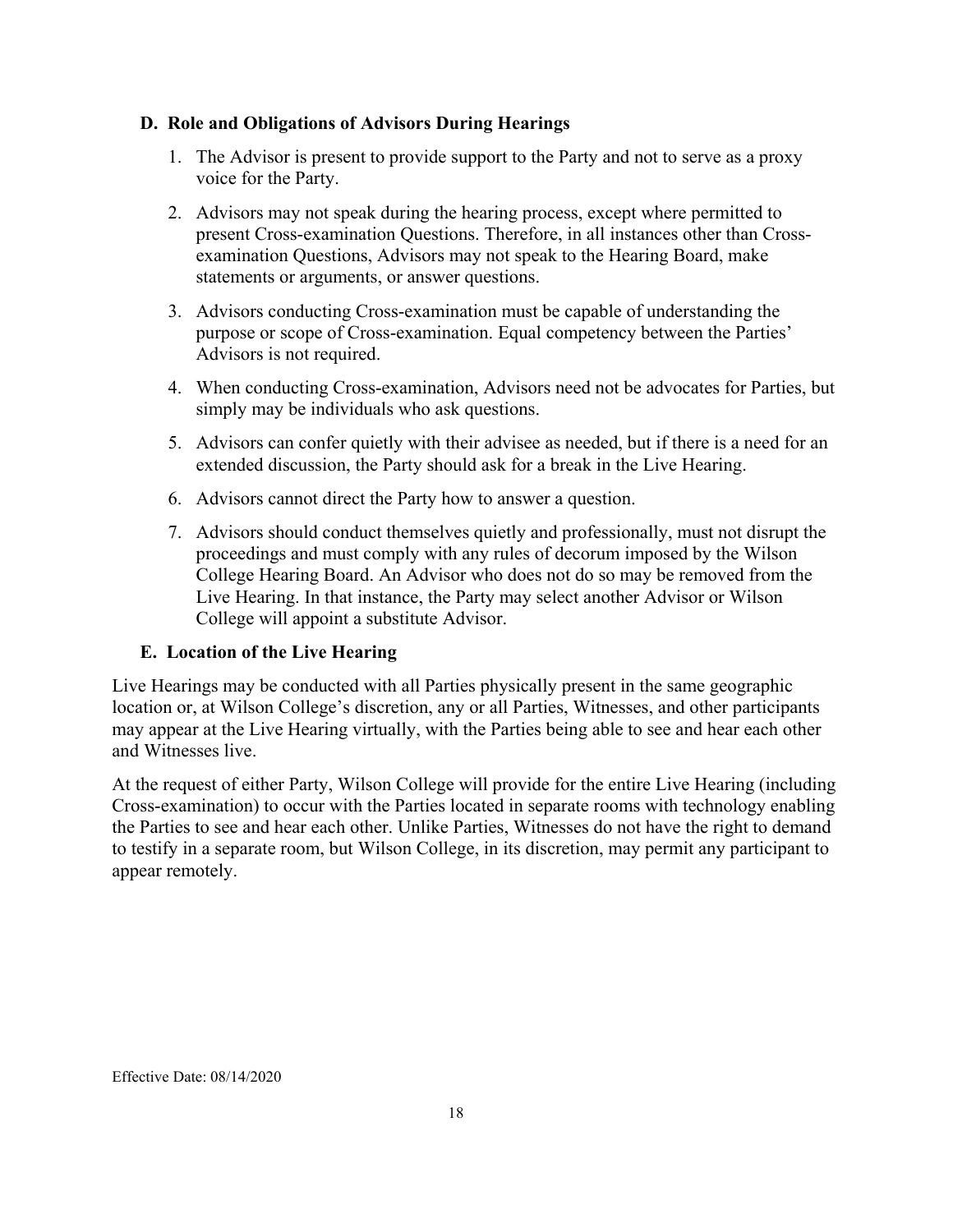### D. Role and Obligations of Advisors During Hearings

1. The Advisor is present to provide support to the Party and not to serve as a proxy voice for the Party.
2. Advisors may not speak during the hearing process, except where permitted to present Cross-examination Questions. Therefore, in all instances other than Cross-examination Questions, Advisors may not speak to the Hearing Board, make statements or arguments, or answer questions.
3. Advisors conducting Cross-examination must be capable of understanding the purpose or scope of Cross-examination. Equal competency between the Parties' Advisors is not required.
4. When conducting Cross-examination, Advisors need not be advocates for Parties, but simply may be individuals who ask questions.
5. Advisors can confer quietly with their advisee as needed, but if there is a need for an extended discussion, the Party should ask for a break in the Live Hearing.
6. Advisors cannot direct the Party how to answer a question.
7. Advisors should conduct themselves quietly and professionally, must not disrupt the proceedings and must comply with any rules of decorum imposed by the Wilson College Hearing Board. An Advisor who does not do so may be removed from the Live Hearing. In that instance, the Party may select another Advisor or Wilson College will appoint a substitute Advisor.

### E. Location of the Live Hearing

Live Hearings may be conducted with all Parties physically present in the same geographic location or, at Wilson College's discretion, any or all Parties, Witnesses, and other participants may appear at the Live Hearing virtually, with the Parties being able to see and hear each other and Witnesses live.

At the request of either Party, Wilson College will provide for the entire Live Hearing (including Cross-examination) to occur with the Parties located in separate rooms with technology enabling the Parties to see and hear each other. Unlike Parties, Witnesses do not have the right to demand to testify in a separate room, but Wilson College, in its discretion, may permit any participant to appear remotely.

Effective Date: 08/14/2020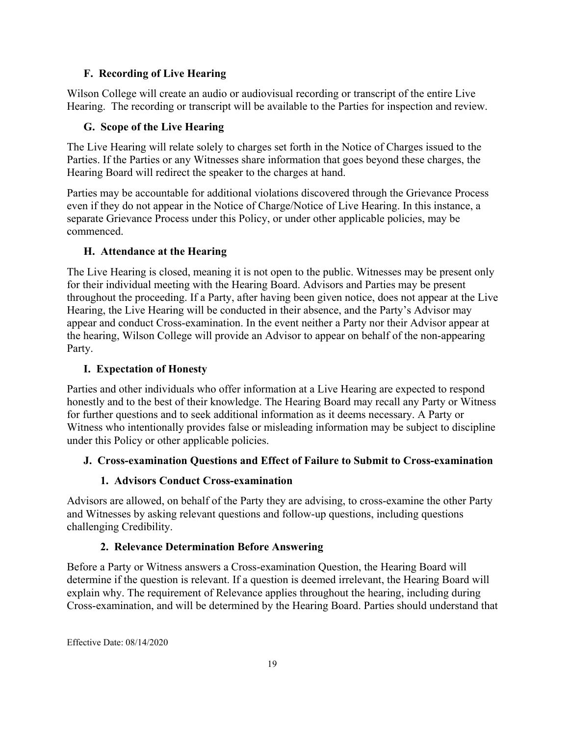### F. Recording of Live Hearing

Wilson College will create an audio or audiovisual recording or transcript of the entire Live Hearing. The recording or transcript will be available to the Parties for inspection and review.

### G. Scope of the Live Hearing

The Live Hearing will relate solely to charges set forth in the Notice of Charges issued to the Parties. If the Parties or any Witnesses share information that goes beyond these charges, the Hearing Board will redirect the speaker to the charges at hand.

Parties may be accountable for additional violations discovered through the Grievance Process even if they do not appear in the Notice of Charge/Notice of Live Hearing. In this instance, a separate Grievance Process under this Policy, or under other applicable policies, may be commenced.

### H. Attendance at the Hearing

The Live Hearing is closed, meaning it is not open to the public. Witnesses may be present only for their individual meeting with the Hearing Board. Advisors and Parties may be present throughout the proceeding. If a Party, after having been given notice, does not appear at the Live Hearing, the Live Hearing will be conducted in their absence, and the Party's Advisor may appear and conduct Cross-examination. In the event neither a Party nor their Advisor appear at the hearing, Wilson College will provide an Advisor to appear on behalf of the non-appearing Party.

### I. Expectation of Honesty

Parties and other individuals who offer information at a Live Hearing are expected to respond honestly and to the best of their knowledge. The Hearing Board may recall any Party or Witness for further questions and to seek additional information as it deems necessary. A Party or Witness who intentionally provides false or misleading information may be subject to discipline under this Policy or other applicable policies.

### J. Cross-examination Questions and Effect of Failure to Submit to Cross-examination

#### 1. Advisors Conduct Cross-examination

Advisors are allowed, on behalf of the Party they are advising, to cross-examine the other Party and Witnesses by asking relevant questions and follow-up questions, including questions challenging Credibility.

#### 2. Relevance Determination Before Answering

Before a Party or Witness answers a Cross-examination Question, the Hearing Board will determine if the question is relevant. If a question is deemed irrelevant, the Hearing Board will explain why. The requirement of Relevance applies throughout the hearing, including during Cross-examination, and will be determined by the Hearing Board. Parties should understand that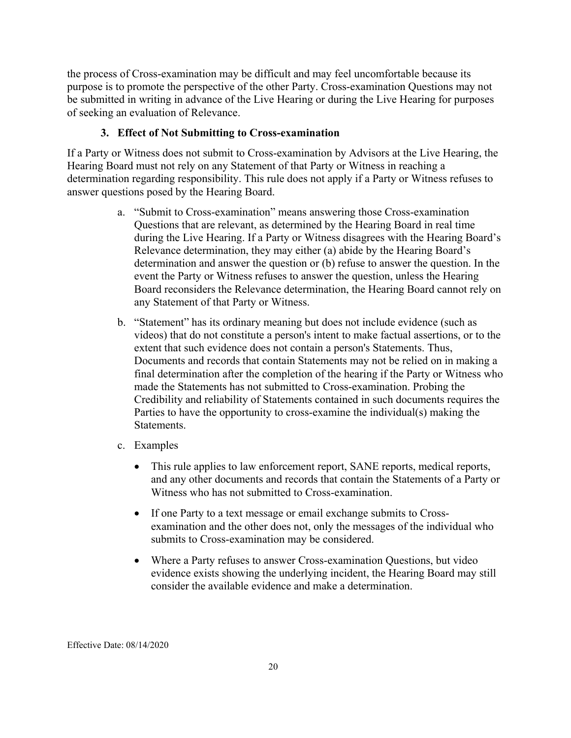the process of Cross-examination may be difficult and may feel uncomfortable because its purpose is to promote the perspective of the other Party. Cross-examination Questions may not be submitted in writing in advance of the Live Hearing or during the Live Hearing for purposes of seeking an evaluation of Relevance.

### 3. Effect of Not Submitting to Cross-examination

If a Party or Witness does not submit to Cross-examination by Advisors at the Live Hearing, the Hearing Board must not rely on any Statement of that Party or Witness in reaching a determination regarding responsibility. This rule does not apply if a Party or Witness refuses to answer questions posed by the Hearing Board.

a. "Submit to Cross-examination" means answering those Cross-examination Questions that are relevant, as determined by the Hearing Board in real time during the Live Hearing. If a Party or Witness disagrees with the Hearing Board's Relevance determination, they may either (a) abide by the Hearing Board's determination and answer the question or (b) refuse to answer the question. In the event the Party or Witness refuses to answer the question, unless the Hearing Board reconsiders the Relevance determination, the Hearing Board cannot rely on any Statement of that Party or Witness.

b. "Statement" has its ordinary meaning but does not include evidence (such as videos) that do not constitute a person's intent to make factual assertions, or to the extent that such evidence does not contain a person's Statements. Thus, Documents and records that contain Statements may not be relied on in making a final determination after the completion of the hearing if the Party or Witness who made the Statements has not submitted to Cross-examination. Probing the Credibility and reliability of Statements contained in such documents requires the Parties to have the opportunity to cross-examine the individual(s) making the Statements.

c. Examples

- This rule applies to law enforcement report, SANE reports, medical reports, and any other documents and records that contain the Statements of a Party or Witness who has not submitted to Cross-examination.
- If one Party to a text message or email exchange submits to Cross-examination and the other does not, only the messages of the individual who submits to Cross-examination may be considered.
- Where a Party refuses to answer Cross-examination Questions, but video evidence exists showing the underlying incident, the Hearing Board may still consider the available evidence and make a determination.

Effective Date: 08/14/2020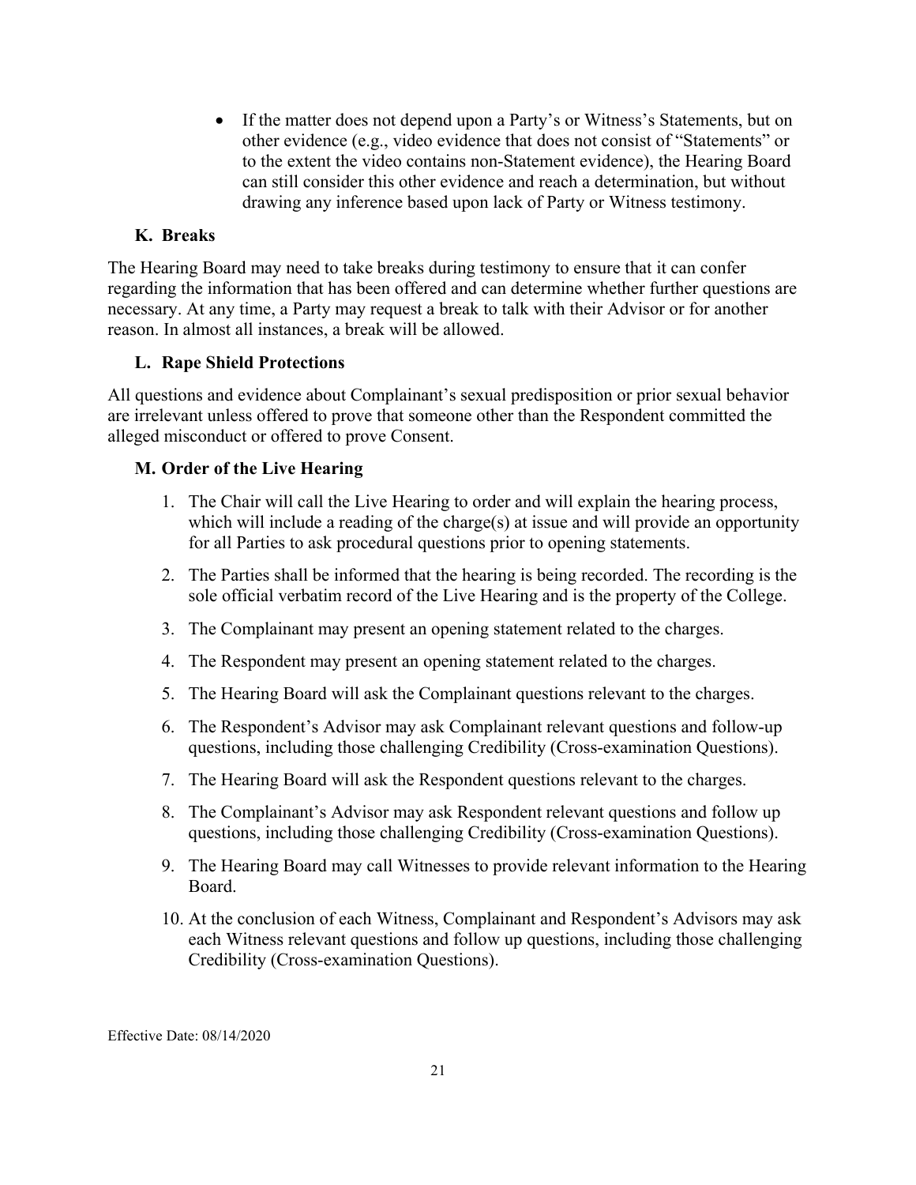- If the matter does not depend upon a Party's or Witness's Statements, but on other evidence (e.g., video evidence that does not consist of "Statements" or to the extent the video contains non-Statement evidence), the Hearing Board can still consider this other evidence and reach a determination, but without drawing any inference based upon lack of Party or Witness testimony.

### K. Breaks

The Hearing Board may need to take breaks during testimony to ensure that it can confer regarding the information that has been offered and can determine whether further questions are necessary. At any time, a Party may request a break to talk with their Advisor or for another reason. In almost all instances, a break will be allowed.

### L. Rape Shield Protections

All questions and evidence about Complainant's sexual predisposition or prior sexual behavior are irrelevant unless offered to prove that someone other than the Respondent committed the alleged misconduct or offered to prove Consent.

### M. Order of the Live Hearing

1. The Chair will call the Live Hearing to order and will explain the hearing process, which will include a reading of the charge(s) at issue and will provide an opportunity for all Parties to ask procedural questions prior to opening statements.
2. The Parties shall be informed that the hearing is being recorded. The recording is the sole official verbatim record of the Live Hearing and is the property of the College.
3. The Complainant may present an opening statement related to the charges.
4. The Respondent may present an opening statement related to the charges.
5. The Hearing Board will ask the Complainant questions relevant to the charges.
6. The Respondent's Advisor may ask Complainant relevant questions and follow-up questions, including those challenging Credibility (Cross-examination Questions).
7. The Hearing Board will ask the Respondent questions relevant to the charges.
8. The Complainant's Advisor may ask Respondent relevant questions and follow up questions, including those challenging Credibility (Cross-examination Questions).
9. The Hearing Board may call Witnesses to provide relevant information to the Hearing Board.
10. At the conclusion of each Witness, Complainant and Respondent's Advisors may ask each Witness relevant questions and follow up questions, including those challenging Credibility (Cross-examination Questions).

Effective Date: 08/14/2020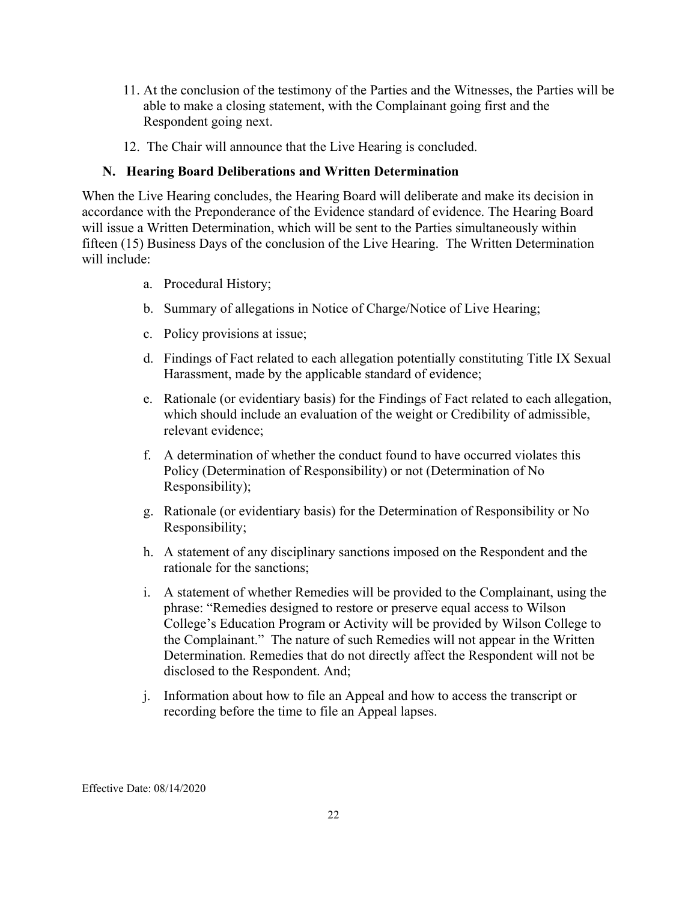11. At the conclusion of the testimony of the Parties and the Witnesses, the Parties will be able to make a closing statement, with the Complainant going first and the Respondent going next.

12. The Chair will announce that the Live Hearing is concluded.

### N. Hearing Board Deliberations and Written Determination

When the Live Hearing concludes, the Hearing Board will deliberate and make its decision in accordance with the Preponderance of the Evidence standard of evidence. The Hearing Board will issue a Written Determination, which will be sent to the Parties simultaneously within fifteen (15) Business Days of the conclusion of the Live Hearing. The Written Determination will include:

a. Procedural History;

b. Summary of allegations in Notice of Charge/Notice of Live Hearing;

c. Policy provisions at issue;

d. Findings of Fact related to each allegation potentially constituting Title IX Sexual Harassment, made by the applicable standard of evidence;

e. Rationale (or evidentiary basis) for the Findings of Fact related to each allegation, which should include an evaluation of the weight or Credibility of admissible, relevant evidence;

f. A determination of whether the conduct found to have occurred violates this Policy (Determination of Responsibility) or not (Determination of No Responsibility);

g. Rationale (or evidentiary basis) for the Determination of Responsibility or No Responsibility;

h. A statement of any disciplinary sanctions imposed on the Respondent and the rationale for the sanctions;

i. A statement of whether Remedies will be provided to the Complainant, using the phrase: "Remedies designed to restore or preserve equal access to Wilson College's Education Program or Activity will be provided by Wilson College to the Complainant." The nature of such Remedies will not appear in the Written Determination. Remedies that do not directly affect the Respondent will not be disclosed to the Respondent. And;

j. Information about how to file an Appeal and how to access the transcript or recording before the time to file an Appeal lapses.

Effective Date: 08/14/2020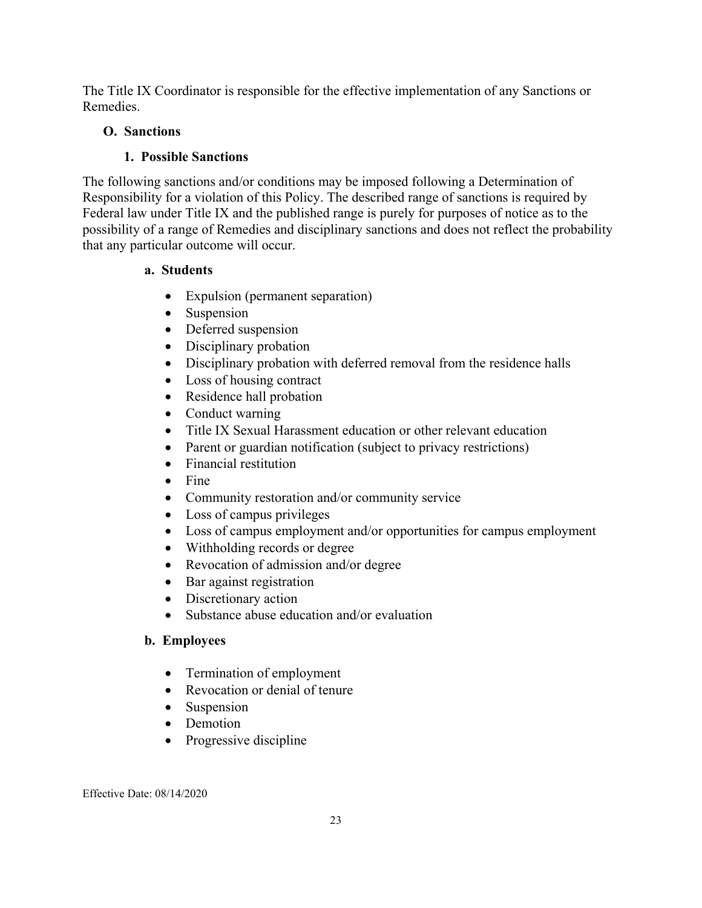The Title IX Coordinator is responsible for the effective implementation of any Sanctions or Remedies.

## O. Sanctions

### 1. Possible Sanctions

The following sanctions and/or conditions may be imposed following a Determination of Responsibility for a violation of this Policy. The described range of sanctions is required by Federal law under Title IX and the published range is purely for purposes of notice as to the possibility of a range of Remedies and disciplinary sanctions and does not reflect the probability that any particular outcome will occur.

#### a. Students

- Expulsion (permanent separation)
- Suspension
- Deferred suspension
- Disciplinary probation
- Disciplinary probation with deferred removal from the residence halls
- Loss of housing contract
- Residence hall probation
- Conduct warning
- Title IX Sexual Harassment education or other relevant education
- Parent or guardian notification (subject to privacy restrictions)
- Financial restitution
- Fine
- Community restoration and/or community service
- Loss of campus privileges
- Loss of campus employment and/or opportunities for campus employment
- Withholding records or degree
- Revocation of admission and/or degree
- Bar against registration
- Discretionary action
- Substance abuse education and/or evaluation

#### b. Employees

- Termination of employment
- Revocation or denial of tenure
- Suspension
- Demotion
- Progressive discipline

Effective Date: 08/14/2020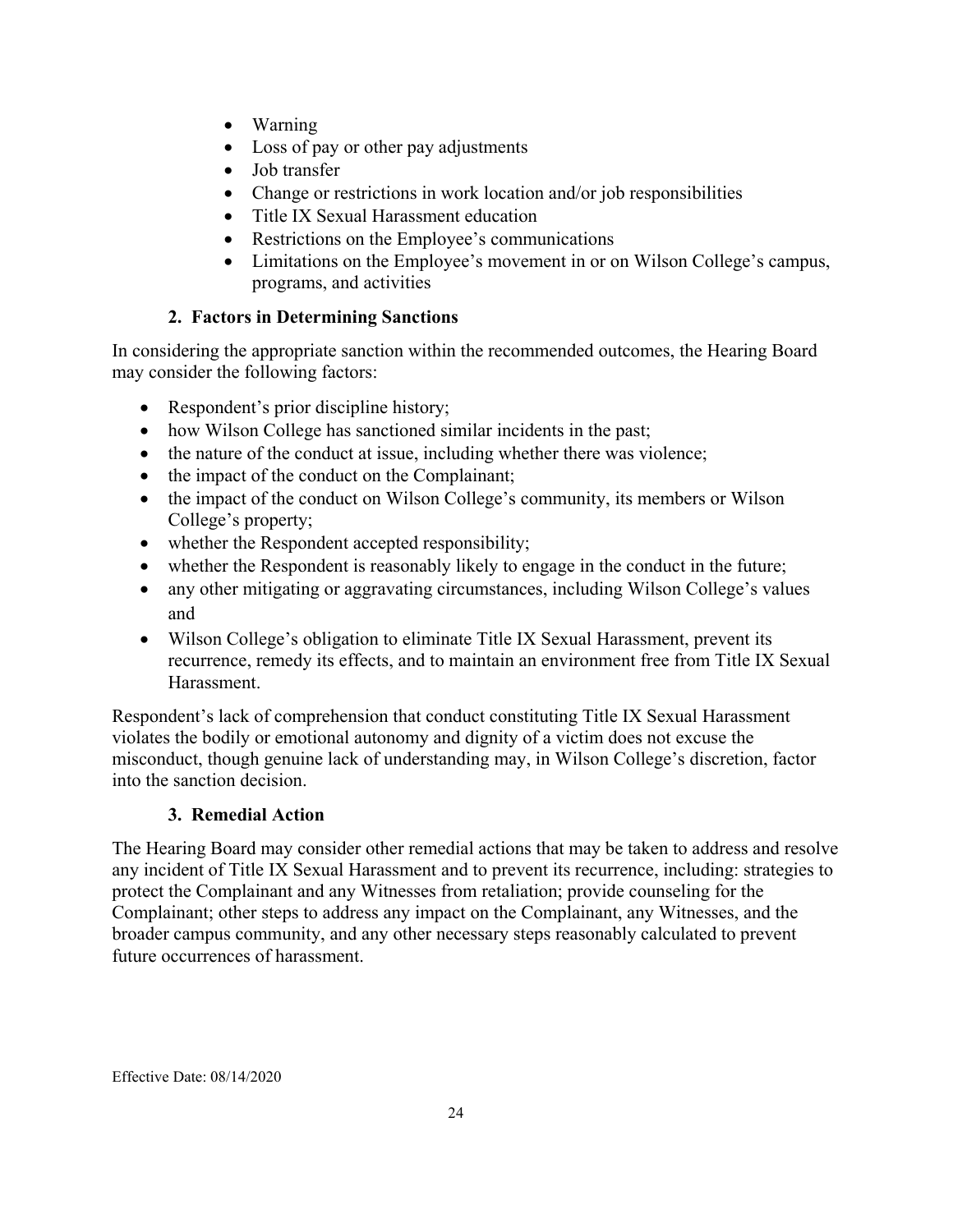- Warning
- Loss of pay or other pay adjustments
- Job transfer
- Change or restrictions in work location and/or job responsibilities
- Title IX Sexual Harassment education
- Restrictions on the Employee's communications
- Limitations on the Employee's movement in or on Wilson College's campus, programs, and activities

### 2. Factors in Determining Sanctions

In considering the appropriate sanction within the recommended outcomes, the Hearing Board may consider the following factors:

- Respondent's prior discipline history;
- how Wilson College has sanctioned similar incidents in the past;
- the nature of the conduct at issue, including whether there was violence;
- the impact of the conduct on the Complainant;
- the impact of the conduct on Wilson College's community, its members or Wilson College's property;
- whether the Respondent accepted responsibility;
- whether the Respondent is reasonably likely to engage in the conduct in the future;
- any other mitigating or aggravating circumstances, including Wilson College's values and
- Wilson College's obligation to eliminate Title IX Sexual Harassment, prevent its recurrence, remedy its effects, and to maintain an environment free from Title IX Sexual Harassment.

Respondent's lack of comprehension that conduct constituting Title IX Sexual Harassment violates the bodily or emotional autonomy and dignity of a victim does not excuse the misconduct, though genuine lack of understanding may, in Wilson College's discretion, factor into the sanction decision.

### 3. Remedial Action

The Hearing Board may consider other remedial actions that may be taken to address and resolve any incident of Title IX Sexual Harassment and to prevent its recurrence, including: strategies to protect the Complainant and any Witnesses from retaliation; provide counseling for the Complainant; other steps to address any impact on the Complainant, any Witnesses, and the broader campus community, and any other necessary steps reasonably calculated to prevent future occurrences of harassment.

Effective Date: 08/14/2020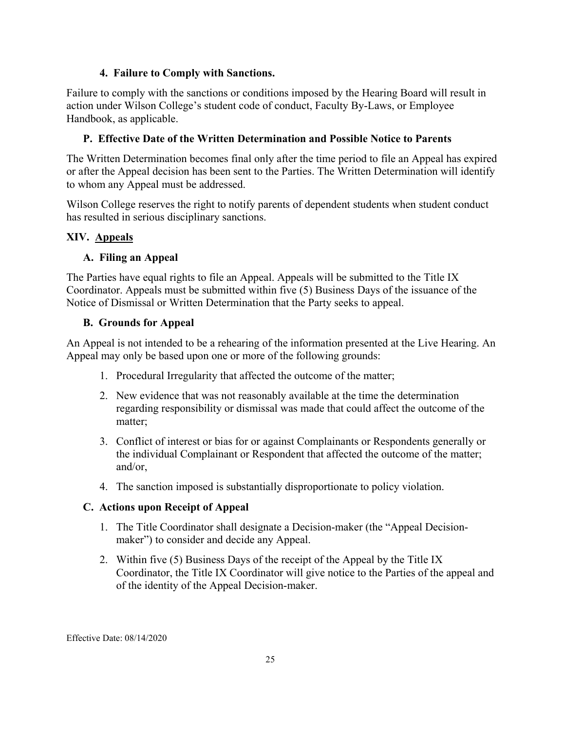#### 4. Failure to Comply with Sanctions.

Failure to comply with the sanctions or conditions imposed by the Hearing Board will result in action under Wilson College's student code of conduct, Faculty By-Laws, or Employee Handbook, as applicable.

### P. Effective Date of the Written Determination and Possible Notice to Parents

The Written Determination becomes final only after the time period to file an Appeal has expired or after the Appeal decision has been sent to the Parties. The Written Determination will identify to whom any Appeal must be addressed.

Wilson College reserves the right to notify parents of dependent students when student conduct has resulted in serious disciplinary sanctions.

## XIV. Appeals

### A. Filing an Appeal

The Parties have equal rights to file an Appeal. Appeals will be submitted to the Title IX Coordinator. Appeals must be submitted within five (5) Business Days of the issuance of the Notice of Dismissal or Written Determination that the Party seeks to appeal.

### B. Grounds for Appeal

An Appeal is not intended to be a rehearing of the information presented at the Live Hearing. An Appeal may only be based upon one or more of the following grounds:

1. Procedural Irregularity that affected the outcome of the matter;
2. New evidence that was not reasonably available at the time the determination regarding responsibility or dismissal was made that could affect the outcome of the matter;
3. Conflict of interest or bias for or against Complainants or Respondents generally or the individual Complainant or Respondent that affected the outcome of the matter; and/or,
4. The sanction imposed is substantially disproportionate to policy violation.

### C. Actions upon Receipt of Appeal

1. The Title Coordinator shall designate a Decision-maker (the "Appeal Decision-maker") to consider and decide any Appeal.
2. Within five (5) Business Days of the receipt of the Appeal by the Title IX Coordinator, the Title IX Coordinator will give notice to the Parties of the appeal and of the identity of the Appeal Decision-maker.

Effective Date: 08/14/2020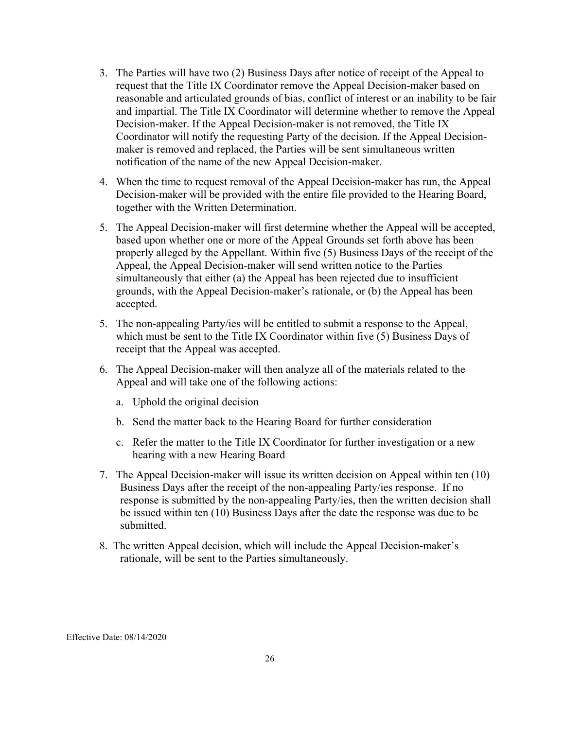3. The Parties will have two (2) Business Days after notice of receipt of the Appeal to request that the Title IX Coordinator remove the Appeal Decision-maker based on reasonable and articulated grounds of bias, conflict of interest or an inability to be fair and impartial. The Title IX Coordinator will determine whether to remove the Appeal Decision-maker. If the Appeal Decision-maker is not removed, the Title IX Coordinator will notify the requesting Party of the decision. If the Appeal Decision-maker is removed and replaced, the Parties will be sent simultaneous written notification of the name of the new Appeal Decision-maker.

4. When the time to request removal of the Appeal Decision-maker has run, the Appeal Decision-maker will be provided with the entire file provided to the Hearing Board, together with the Written Determination.

5. The Appeal Decision-maker will first determine whether the Appeal will be accepted, based upon whether one or more of the Appeal Grounds set forth above has been properly alleged by the Appellant. Within five (5) Business Days of the receipt of the Appeal, the Appeal Decision-maker will send written notice to the Parties simultaneously that either (a) the Appeal has been rejected due to insufficient grounds, with the Appeal Decision-maker's rationale, or (b) the Appeal has been accepted.

5. The non-appealing Party/ies will be entitled to submit a response to the Appeal, which must be sent to the Title IX Coordinator within five (5) Business Days of receipt that the Appeal was accepted.

6. The Appeal Decision-maker will then analyze all of the materials related to the Appeal and will take one of the following actions:

   a. Uphold the original decision

   b. Send the matter back to the Hearing Board for further consideration

   c. Refer the matter to the Title IX Coordinator for further investigation or a new hearing with a new Hearing Board

7. The Appeal Decision-maker will issue its written decision on Appeal within ten (10) Business Days after the receipt of the non-appealing Party/ies response. If no response is submitted by the non-appealing Party/ies, then the written decision shall be issued within ten (10) Business Days after the date the response was due to be submitted.

8. The written Appeal decision, which will include the Appeal Decision-maker's rationale, will be sent to the Parties simultaneously.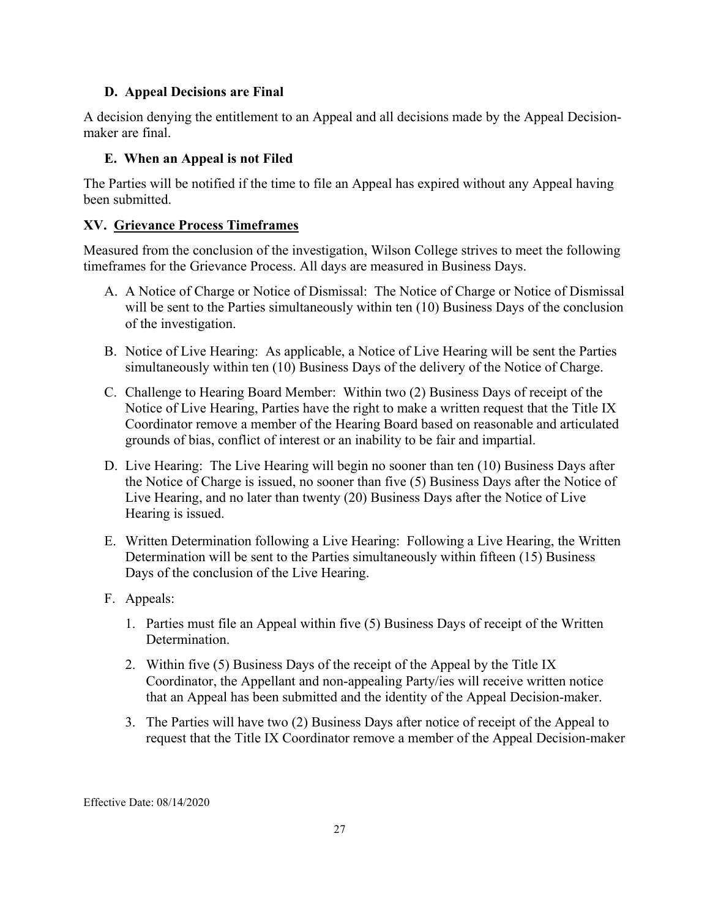### D. Appeal Decisions are Final

A decision denying the entitlement to an Appeal and all decisions made by the Appeal Decision-maker are final.

### E. When an Appeal is not Filed

The Parties will be notified if the time to file an Appeal has expired without any Appeal having been submitted.

## XV. Grievance Process Timeframes

Measured from the conclusion of the investigation, Wilson College strives to meet the following timeframes for the Grievance Process. All days are measured in Business Days.

A. A Notice of Charge or Notice of Dismissal: The Notice of Charge or Notice of Dismissal will be sent to the Parties simultaneously within ten (10) Business Days of the conclusion of the investigation.

B. Notice of Live Hearing: As applicable, a Notice of Live Hearing will be sent the Parties simultaneously within ten (10) Business Days of the delivery of the Notice of Charge.

C. Challenge to Hearing Board Member: Within two (2) Business Days of receipt of the Notice of Live Hearing, Parties have the right to make a written request that the Title IX Coordinator remove a member of the Hearing Board based on reasonable and articulated grounds of bias, conflict of interest or an inability to be fair and impartial.

D. Live Hearing: The Live Hearing will begin no sooner than ten (10) Business Days after the Notice of Charge is issued, no sooner than five (5) Business Days after the Notice of Live Hearing, and no later than twenty (20) Business Days after the Notice of Live Hearing is issued.

E. Written Determination following a Live Hearing: Following a Live Hearing, the Written Determination will be sent to the Parties simultaneously within fifteen (15) Business Days of the conclusion of the Live Hearing.

F. Appeals:

1. Parties must file an Appeal within five (5) Business Days of receipt of the Written Determination.

2. Within five (5) Business Days of the receipt of the Appeal by the Title IX Coordinator, the Appellant and non-appealing Party/ies will receive written notice that an Appeal has been submitted and the identity of the Appeal Decision-maker.

3. The Parties will have two (2) Business Days after notice of receipt of the Appeal to request that the Title IX Coordinator remove a member of the Appeal Decision-maker

Effective Date: 08/14/2020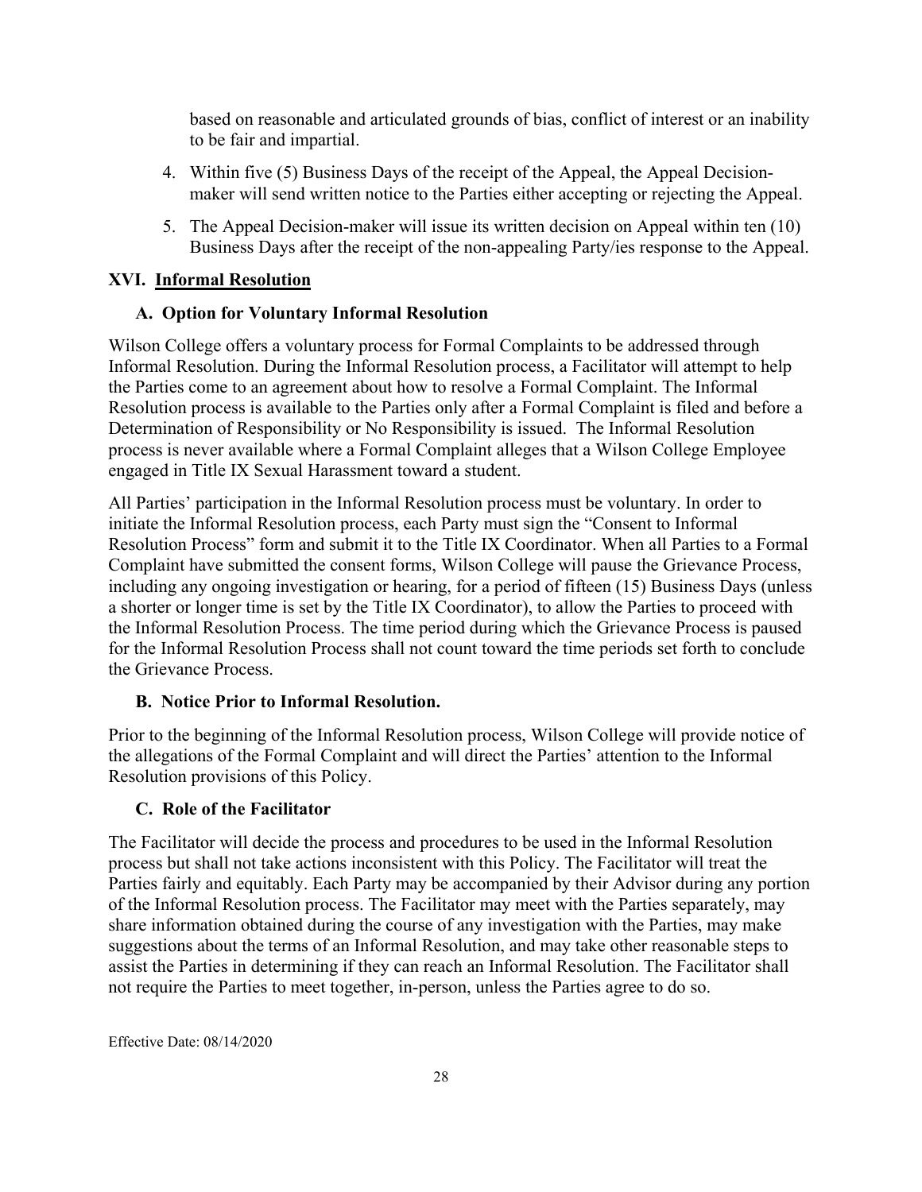based on reasonable and articulated grounds of bias, conflict of interest or an inability to be fair and impartial.

4. Within five (5) Business Days of the receipt of the Appeal, the Appeal Decision-maker will send written notice to the Parties either accepting or rejecting the Appeal.
5. The Appeal Decision-maker will issue its written decision on Appeal within ten (10) Business Days after the receipt of the non-appealing Party/ies response to the Appeal.

## XVI. Informal Resolution

### A. Option for Voluntary Informal Resolution

Wilson College offers a voluntary process for Formal Complaints to be addressed through Informal Resolution. During the Informal Resolution process, a Facilitator will attempt to help the Parties come to an agreement about how to resolve a Formal Complaint. The Informal Resolution process is available to the Parties only after a Formal Complaint is filed and before a Determination of Responsibility or No Responsibility is issued. The Informal Resolution process is never available where a Formal Complaint alleges that a Wilson College Employee engaged in Title IX Sexual Harassment toward a student.

All Parties' participation in the Informal Resolution process must be voluntary. In order to initiate the Informal Resolution process, each Party must sign the "Consent to Informal Resolution Process" form and submit it to the Title IX Coordinator. When all Parties to a Formal Complaint have submitted the consent forms, Wilson College will pause the Grievance Process, including any ongoing investigation or hearing, for a period of fifteen (15) Business Days (unless a shorter or longer time is set by the Title IX Coordinator), to allow the Parties to proceed with the Informal Resolution Process. The time period during which the Grievance Process is paused for the Informal Resolution Process shall not count toward the time periods set forth to conclude the Grievance Process.

### B. Notice Prior to Informal Resolution.

Prior to the beginning of the Informal Resolution process, Wilson College will provide notice of the allegations of the Formal Complaint and will direct the Parties' attention to the Informal Resolution provisions of this Policy.

### C. Role of the Facilitator

The Facilitator will decide the process and procedures to be used in the Informal Resolution process but shall not take actions inconsistent with this Policy. The Facilitator will treat the Parties fairly and equitably. Each Party may be accompanied by their Advisor during any portion of the Informal Resolution process. The Facilitator may meet with the Parties separately, may share information obtained during the course of any investigation with the Parties, may make suggestions about the terms of an Informal Resolution, and may take other reasonable steps to assist the Parties in determining if they can reach an Informal Resolution. The Facilitator shall not require the Parties to meet together, in-person, unless the Parties agree to do so.

Effective Date: 08/14/2020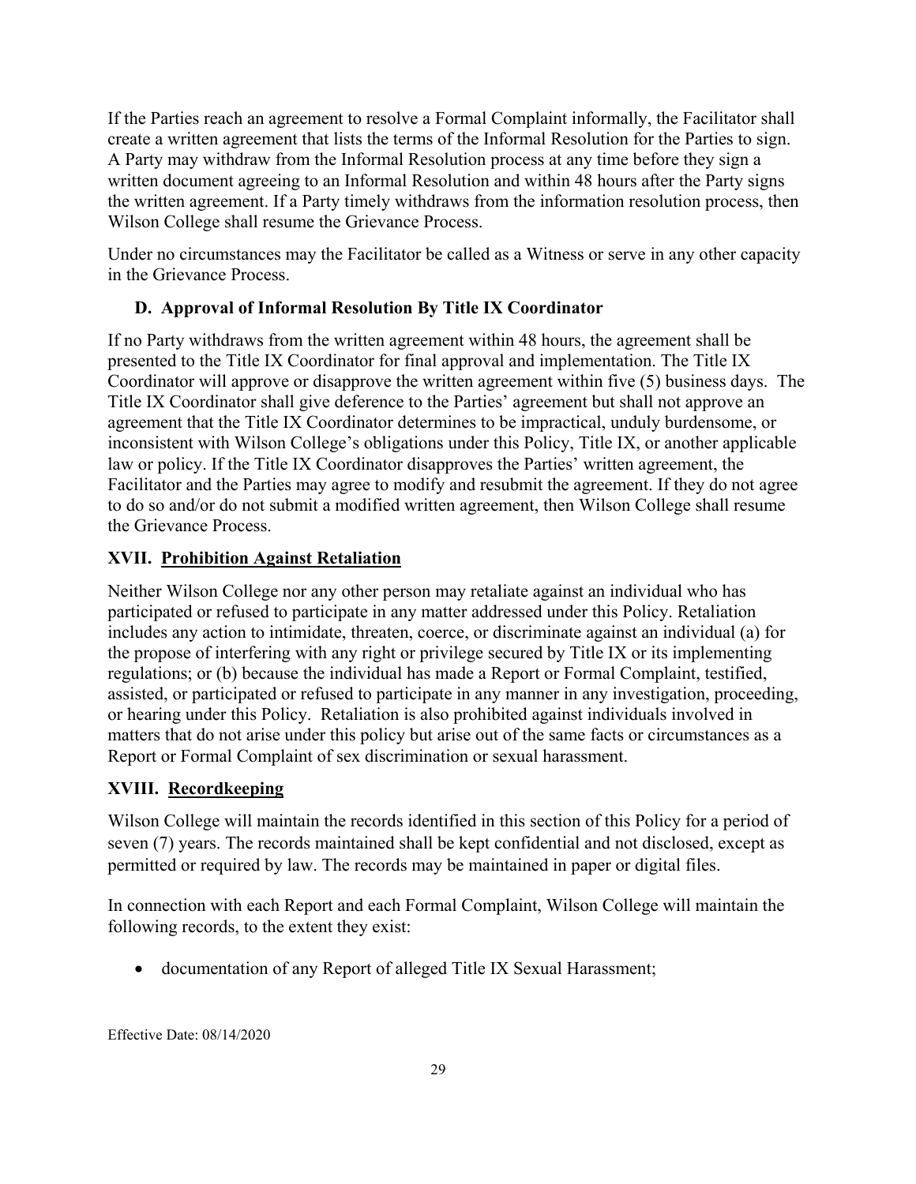If the Parties reach an agreement to resolve a Formal Complaint informally, the Facilitator shall create a written agreement that lists the terms of the Informal Resolution for the Parties to sign. A Party may withdraw from the Informal Resolution process at any time before they sign a written document agreeing to an Informal Resolution and within 48 hours after the Party signs the written agreement. If a Party timely withdraws from the information resolution process, then Wilson College shall resume the Grievance Process.

Under no circumstances may the Facilitator be called as a Witness or serve in any other capacity in the Grievance Process.

### D. Approval of Informal Resolution By Title IX Coordinator

If no Party withdraws from the written agreement within 48 hours, the agreement shall be presented to the Title IX Coordinator for final approval and implementation. The Title IX Coordinator will approve or disapprove the written agreement within five (5) business days. The Title IX Coordinator shall give deference to the Parties' agreement but shall not approve an agreement that the Title IX Coordinator determines to be impractical, unduly burdensome, or inconsistent with Wilson College's obligations under this Policy, Title IX, or another applicable law or policy. If the Title IX Coordinator disapproves the Parties' written agreement, the Facilitator and the Parties may agree to modify and resubmit the agreement. If they do not agree to do so and/or do not submit a modified written agreement, then Wilson College shall resume the Grievance Process.

## XVII. Prohibition Against Retaliation

Neither Wilson College nor any other person may retaliate against an individual who has participated or refused to participate in any matter addressed under this Policy. Retaliation includes any action to intimidate, threaten, coerce, or discriminate against an individual (a) for the propose of interfering with any right or privilege secured by Title IX or its implementing regulations; or (b) because the individual has made a Report or Formal Complaint, testified, assisted, or participated or refused to participate in any manner in any investigation, proceeding, or hearing under this Policy. Retaliation is also prohibited against individuals involved in matters that do not arise under this policy but arise out of the same facts or circumstances as a Report or Formal Complaint of sex discrimination or sexual harassment.

## XVIII. Recordkeeping

Wilson College will maintain the records identified in this section of this Policy for a period of seven (7) years. The records maintained shall be kept confidential and not disclosed, except as permitted or required by law. The records may be maintained in paper or digital files.

In connection with each Report and each Formal Complaint, Wilson College will maintain the following records, to the extent they exist:

- documentation of any Report of alleged Title IX Sexual Harassment;

Effective Date: 08/14/2020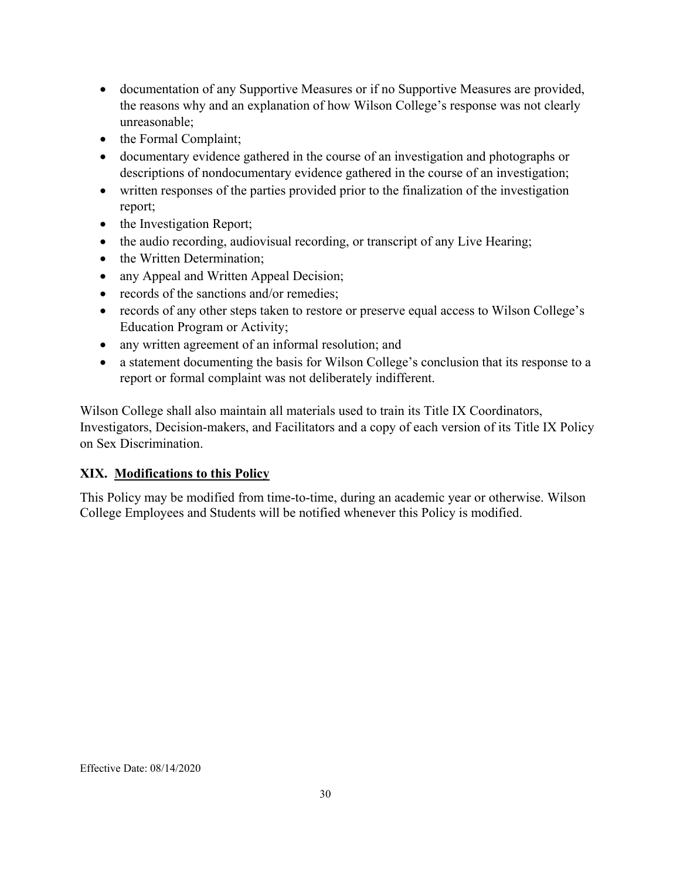- documentation of any Supportive Measures or if no Supportive Measures are provided, the reasons why and an explanation of how Wilson College's response was not clearly unreasonable;
- the Formal Complaint;
- documentary evidence gathered in the course of an investigation and photographs or descriptions of nondocumentary evidence gathered in the course of an investigation;
- written responses of the parties provided prior to the finalization of the investigation report;
- the Investigation Report;
- the audio recording, audiovisual recording, or transcript of any Live Hearing;
- the Written Determination;
- any Appeal and Written Appeal Decision;
- records of the sanctions and/or remedies;
- records of any other steps taken to restore or preserve equal access to Wilson College's Education Program or Activity;
- any written agreement of an informal resolution; and
- a statement documenting the basis for Wilson College's conclusion that its response to a report or formal complaint was not deliberately indifferent.

Wilson College shall also maintain all materials used to train its Title IX Coordinators, Investigators, Decision-makers, and Facilitators and a copy of each version of its Title IX Policy on Sex Discrimination.

## XIX. Modifications to this Policy

This Policy may be modified from time-to-time, during an academic year or otherwise. Wilson College Employees and Students will be notified whenever this Policy is modified.

Effective Date: 08/14/2020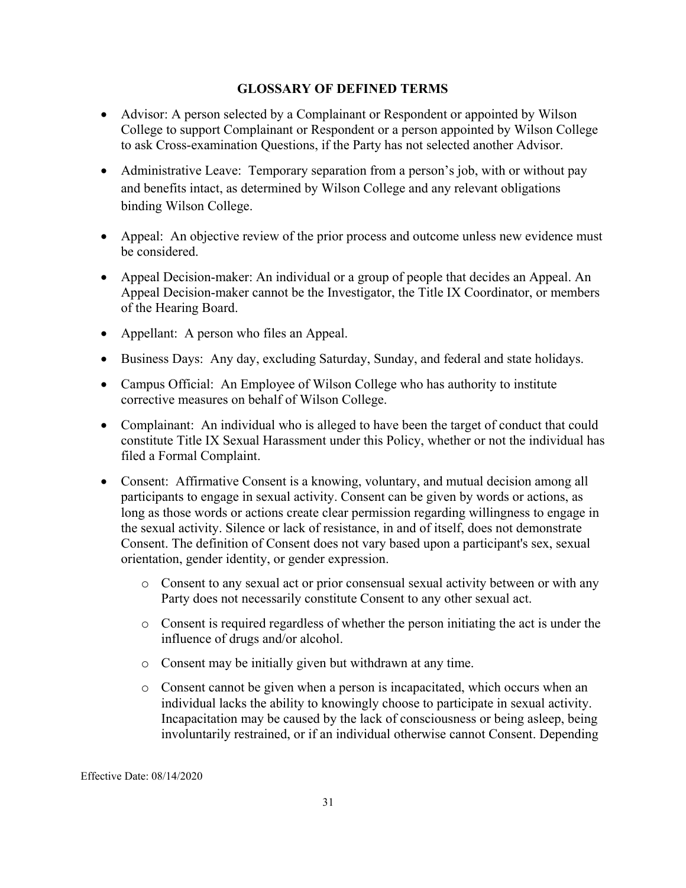## GLOSSARY OF DEFINED TERMS

- Advisor: A person selected by a Complainant or Respondent or appointed by Wilson College to support Complainant or Respondent or a person appointed by Wilson College to ask Cross-examination Questions, if the Party has not selected another Advisor.
- Administrative Leave: Temporary separation from a person's job, with or without pay and benefits intact, as determined by Wilson College and any relevant obligations binding Wilson College.
- Appeal: An objective review of the prior process and outcome unless new evidence must be considered.
- Appeal Decision-maker: An individual or a group of people that decides an Appeal. An Appeal Decision-maker cannot be the Investigator, the Title IX Coordinator, or members of the Hearing Board.
- Appellant: A person who files an Appeal.
- Business Days: Any day, excluding Saturday, Sunday, and federal and state holidays.
- Campus Official: An Employee of Wilson College who has authority to institute corrective measures on behalf of Wilson College.
- Complainant: An individual who is alleged to have been the target of conduct that could constitute Title IX Sexual Harassment under this Policy, whether or not the individual has filed a Formal Complaint.
- Consent: Affirmative Consent is a knowing, voluntary, and mutual decision among all participants to engage in sexual activity. Consent can be given by words or actions, as long as those words or actions create clear permission regarding willingness to engage in the sexual activity. Silence or lack of resistance, in and of itself, does not demonstrate Consent. The definition of Consent does not vary based upon a participant's sex, sexual orientation, gender identity, or gender expression.
  - Consent to any sexual act or prior consensual sexual activity between or with any Party does not necessarily constitute Consent to any other sexual act.
  - Consent is required regardless of whether the person initiating the act is under the influence of drugs and/or alcohol.
  - Consent may be initially given but withdrawn at any time.
  - Consent cannot be given when a person is incapacitated, which occurs when an individual lacks the ability to knowingly choose to participate in sexual activity. Incapacitation may be caused by the lack of consciousness or being asleep, being involuntarily restrained, or if an individual otherwise cannot Consent. Depending

Effective Date: 08/14/2020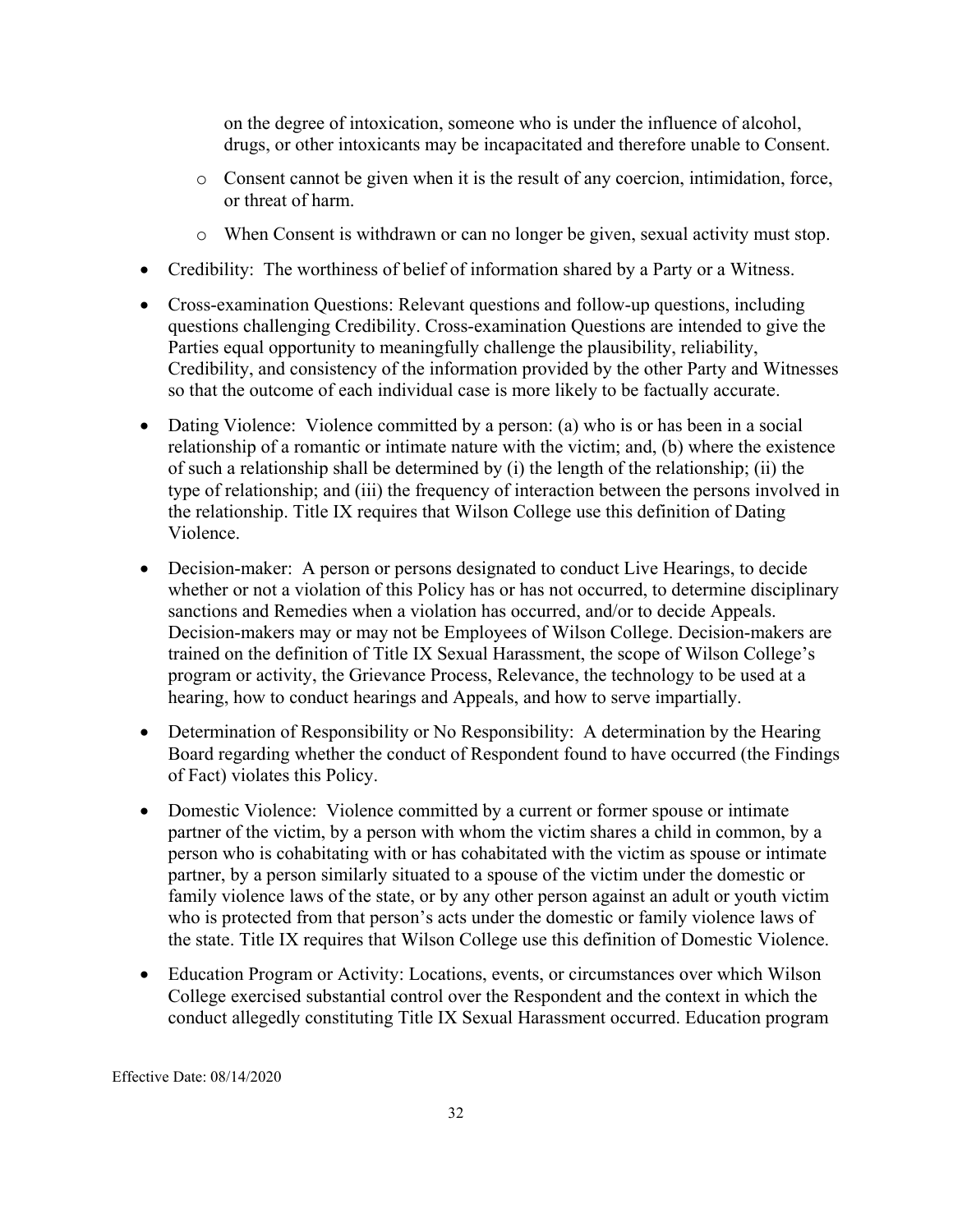on the degree of intoxication, someone who is under the influence of alcohol, drugs, or other intoxicants may be incapacitated and therefore unable to Consent.

    - Consent cannot be given when it is the result of any coercion, intimidation, force, or threat of harm.
    - When Consent is withdrawn or can no longer be given, sexual activity must stop.

- Credibility: The worthiness of belief of information shared by a Party or a Witness.
- Cross-examination Questions: Relevant questions and follow-up questions, including questions challenging Credibility. Cross-examination Questions are intended to give the Parties equal opportunity to meaningfully challenge the plausibility, reliability, Credibility, and consistency of the information provided by the other Party and Witnesses so that the outcome of each individual case is more likely to be factually accurate.
- Dating Violence: Violence committed by a person: (a) who is or has been in a social relationship of a romantic or intimate nature with the victim; and, (b) where the existence of such a relationship shall be determined by (i) the length of the relationship; (ii) the type of relationship; and (iii) the frequency of interaction between the persons involved in the relationship. Title IX requires that Wilson College use this definition of Dating Violence.
- Decision-maker: A person or persons designated to conduct Live Hearings, to decide whether or not a violation of this Policy has or has not occurred, to determine disciplinary sanctions and Remedies when a violation has occurred, and/or to decide Appeals. Decision-makers may or may not be Employees of Wilson College. Decision-makers are trained on the definition of Title IX Sexual Harassment, the scope of Wilson College's program or activity, the Grievance Process, Relevance, the technology to be used at a hearing, how to conduct hearings and Appeals, and how to serve impartially.
- Determination of Responsibility or No Responsibility: A determination by the Hearing Board regarding whether the conduct of Respondent found to have occurred (the Findings of Fact) violates this Policy.
- Domestic Violence: Violence committed by a current or former spouse or intimate partner of the victim, by a person with whom the victim shares a child in common, by a person who is cohabitating with or has cohabitated with the victim as spouse or intimate partner, by a person similarly situated to a spouse of the victim under the domestic or family violence laws of the state, or by any other person against an adult or youth victim who is protected from that person's acts under the domestic or family violence laws of the state. Title IX requires that Wilson College use this definition of Domestic Violence.
- Education Program or Activity: Locations, events, or circumstances over which Wilson College exercised substantial control over the Respondent and the context in which the conduct allegedly constituting Title IX Sexual Harassment occurred. Education program

Effective Date: 08/14/2020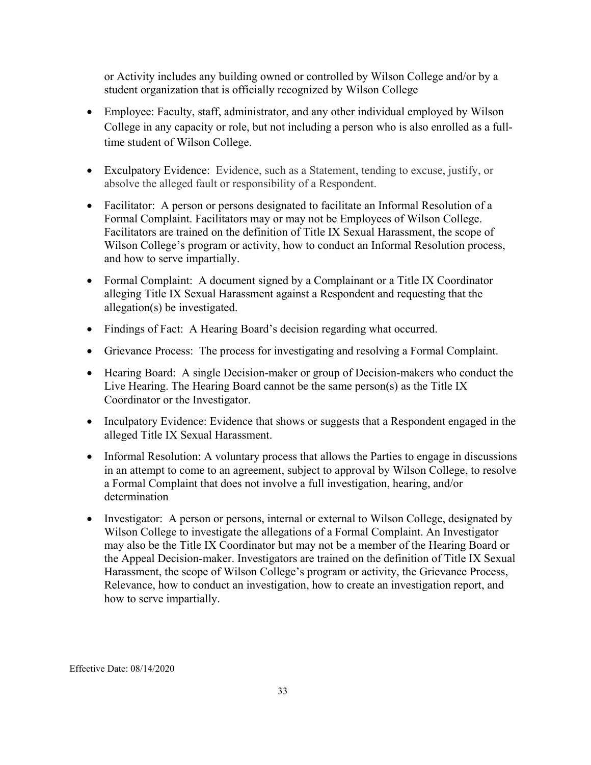or Activity includes any building owned or controlled by Wilson College and/or by a student organization that is officially recognized by Wilson College

- Employee: Faculty, staff, administrator, and any other individual employed by Wilson College in any capacity or role, but not including a person who is also enrolled as a full-time student of Wilson College.
- Exculpatory Evidence: Evidence, such as a Statement, tending to excuse, justify, or absolve the alleged fault or responsibility of a Respondent.
- Facilitator: A person or persons designated to facilitate an Informal Resolution of a Formal Complaint. Facilitators may or may not be Employees of Wilson College. Facilitators are trained on the definition of Title IX Sexual Harassment, the scope of Wilson College's program or activity, how to conduct an Informal Resolution process, and how to serve impartially.
- Formal Complaint: A document signed by a Complainant or a Title IX Coordinator alleging Title IX Sexual Harassment against a Respondent and requesting that the allegation(s) be investigated.
- Findings of Fact: A Hearing Board's decision regarding what occurred.
- Grievance Process: The process for investigating and resolving a Formal Complaint.
- Hearing Board: A single Decision-maker or group of Decision-makers who conduct the Live Hearing. The Hearing Board cannot be the same person(s) as the Title IX Coordinator or the Investigator.
- Inculpatory Evidence: Evidence that shows or suggests that a Respondent engaged in the alleged Title IX Sexual Harassment.
- Informal Resolution: A voluntary process that allows the Parties to engage in discussions in an attempt to come to an agreement, subject to approval by Wilson College, to resolve a Formal Complaint that does not involve a full investigation, hearing, and/or determination
- Investigator: A person or persons, internal or external to Wilson College, designated by Wilson College to investigate the allegations of a Formal Complaint. An Investigator may also be the Title IX Coordinator but may not be a member of the Hearing Board or the Appeal Decision-maker. Investigators are trained on the definition of Title IX Sexual Harassment, the scope of Wilson College's program or activity, the Grievance Process, Relevance, how to conduct an investigation, how to create an investigation report, and how to serve impartially.

Effective Date: 08/14/2020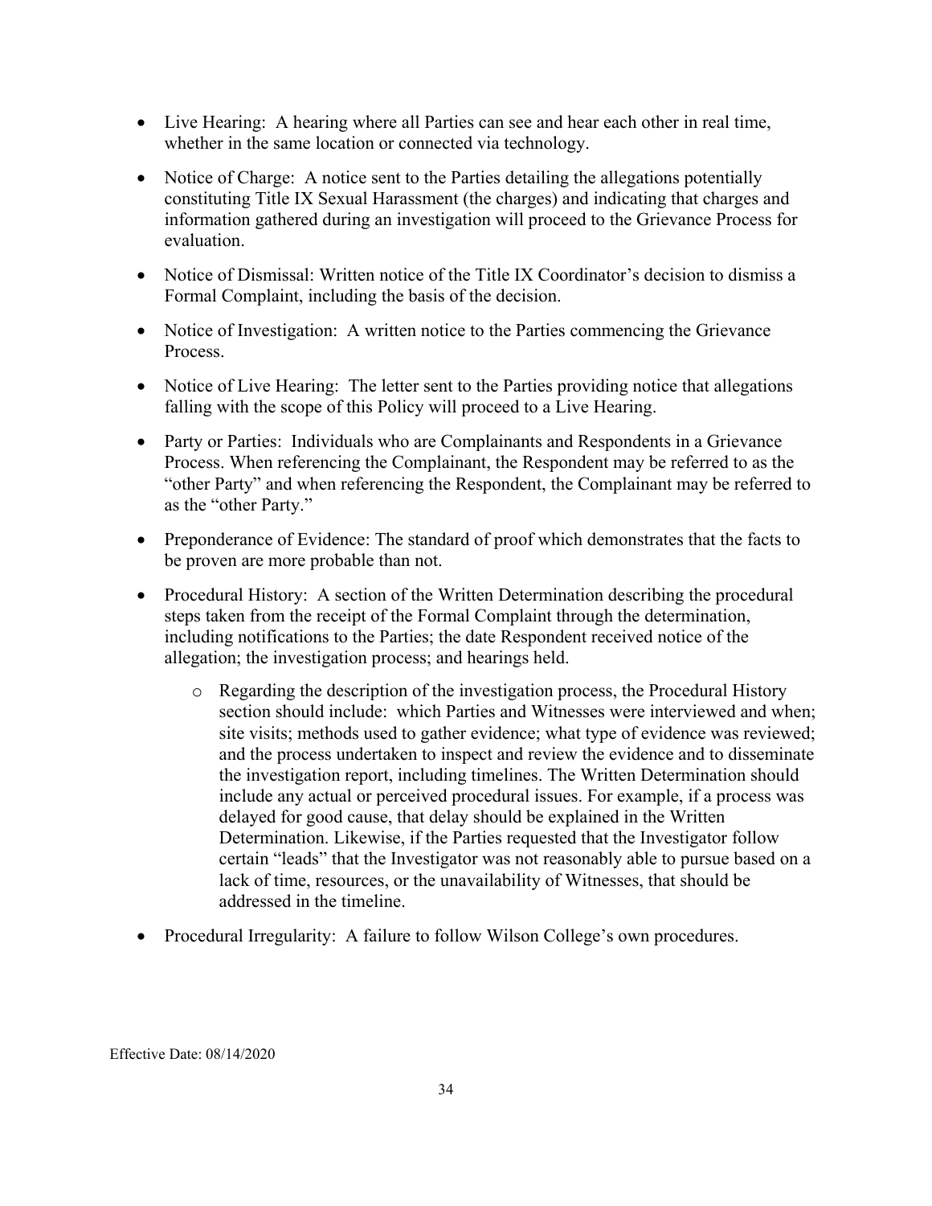- Live Hearing: A hearing where all Parties can see and hear each other in real time, whether in the same location or connected via technology.
- Notice of Charge: A notice sent to the Parties detailing the allegations potentially constituting Title IX Sexual Harassment (the charges) and indicating that charges and information gathered during an investigation will proceed to the Grievance Process for evaluation.
- Notice of Dismissal: Written notice of the Title IX Coordinator's decision to dismiss a Formal Complaint, including the basis of the decision.
- Notice of Investigation: A written notice to the Parties commencing the Grievance Process.
- Notice of Live Hearing: The letter sent to the Parties providing notice that allegations falling with the scope of this Policy will proceed to a Live Hearing.
- Party or Parties: Individuals who are Complainants and Respondents in a Grievance Process. When referencing the Complainant, the Respondent may be referred to as the "other Party" and when referencing the Respondent, the Complainant may be referred to as the "other Party."
- Preponderance of Evidence: The standard of proof which demonstrates that the facts to be proven are more probable than not.
- Procedural History: A section of the Written Determination describing the procedural steps taken from the receipt of the Formal Complaint through the determination, including notifications to the Parties; the date Respondent received notice of the allegation; the investigation process; and hearings held.
  - Regarding the description of the investigation process, the Procedural History section should include: which Parties and Witnesses were interviewed and when; site visits; methods used to gather evidence; what type of evidence was reviewed; and the process undertaken to inspect and review the evidence and to disseminate the investigation report, including timelines. The Written Determination should include any actual or perceived procedural issues. For example, if a process was delayed for good cause, that delay should be explained in the Written Determination. Likewise, if the Parties requested that the Investigator follow certain "leads" that the Investigator was not reasonably able to pursue based on a lack of time, resources, or the unavailability of Witnesses, that should be addressed in the timeline.
- Procedural Irregularity: A failure to follow Wilson College's own procedures.

Effective Date: 08/14/2020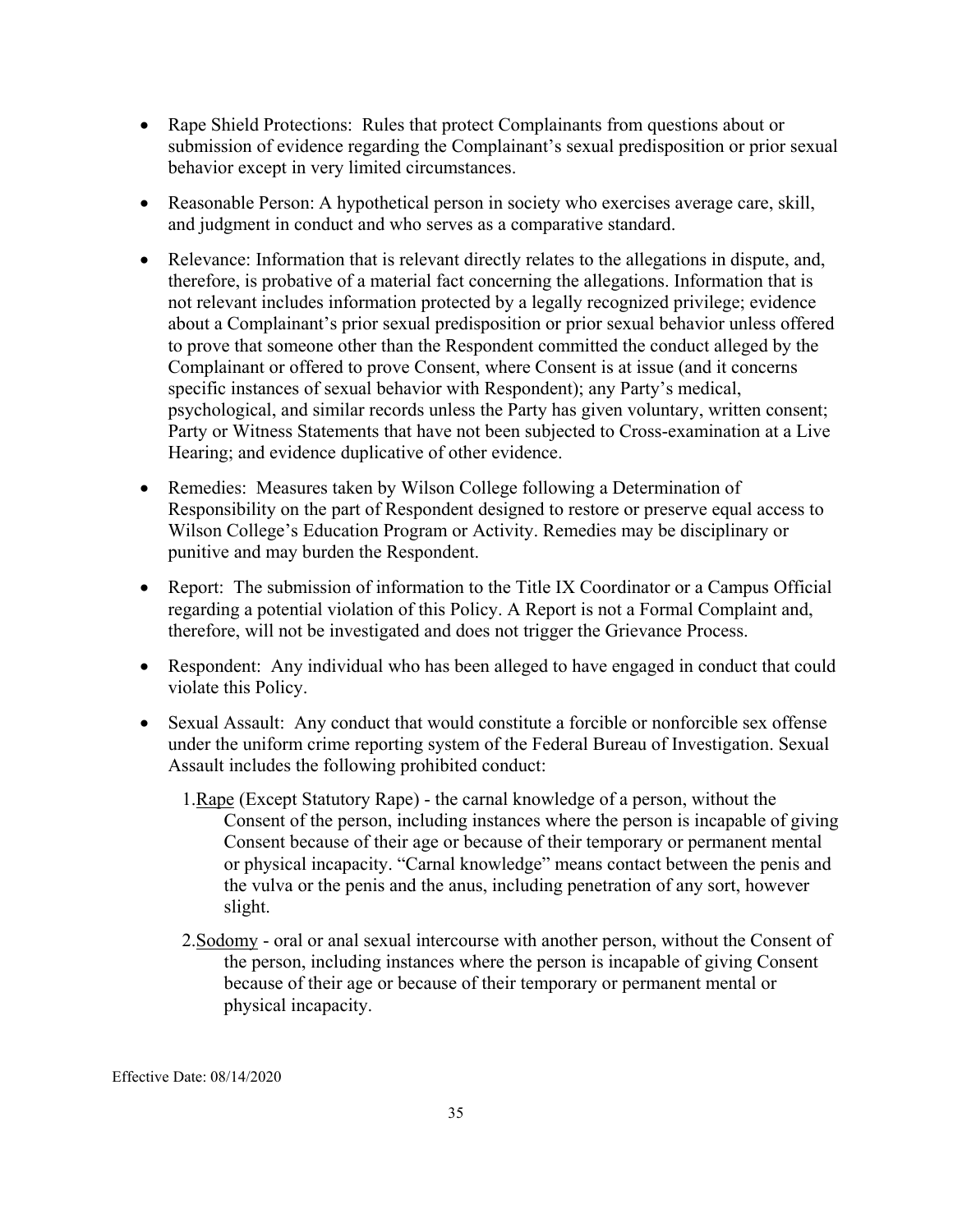- Rape Shield Protections: Rules that protect Complainants from questions about or submission of evidence regarding the Complainant's sexual predisposition or prior sexual behavior except in very limited circumstances.
- Reasonable Person: A hypothetical person in society who exercises average care, skill, and judgment in conduct and who serves as a comparative standard.
- Relevance: Information that is relevant directly relates to the allegations in dispute, and, therefore, is probative of a material fact concerning the allegations. Information that is not relevant includes information protected by a legally recognized privilege; evidence about a Complainant's prior sexual predisposition or prior sexual behavior unless offered to prove that someone other than the Respondent committed the conduct alleged by the Complainant or offered to prove Consent, where Consent is at issue (and it concerns specific instances of sexual behavior with Respondent); any Party's medical, psychological, and similar records unless the Party has given voluntary, written consent; Party or Witness Statements that have not been subjected to Cross-examination at a Live Hearing; and evidence duplicative of other evidence.
- Remedies: Measures taken by Wilson College following a Determination of Responsibility on the part of Respondent designed to restore or preserve equal access to Wilson College's Education Program or Activity. Remedies may be disciplinary or punitive and may burden the Respondent.
- Report: The submission of information to the Title IX Coordinator or a Campus Official regarding a potential violation of this Policy. A Report is not a Formal Complaint and, therefore, will not be investigated and does not trigger the Grievance Process.
- Respondent: Any individual who has been alleged to have engaged in conduct that could violate this Policy.
- Sexual Assault: Any conduct that would constitute a forcible or nonforcible sex offense under the uniform crime reporting system of the Federal Bureau of Investigation. Sexual Assault includes the following prohibited conduct:

  1. Rape (Except Statutory Rape) - the carnal knowledge of a person, without the Consent of the person, including instances where the person is incapable of giving Consent because of their age or because of their temporary or permanent mental or physical incapacity. "Carnal knowledge" means contact between the penis and the vulva or the penis and the anus, including penetration of any sort, however slight.
  2. Sodomy - oral or anal sexual intercourse with another person, without the Consent of the person, including instances where the person is incapable of giving Consent because of their age or because of their temporary or permanent mental or physical incapacity.

Effective Date: 08/14/2020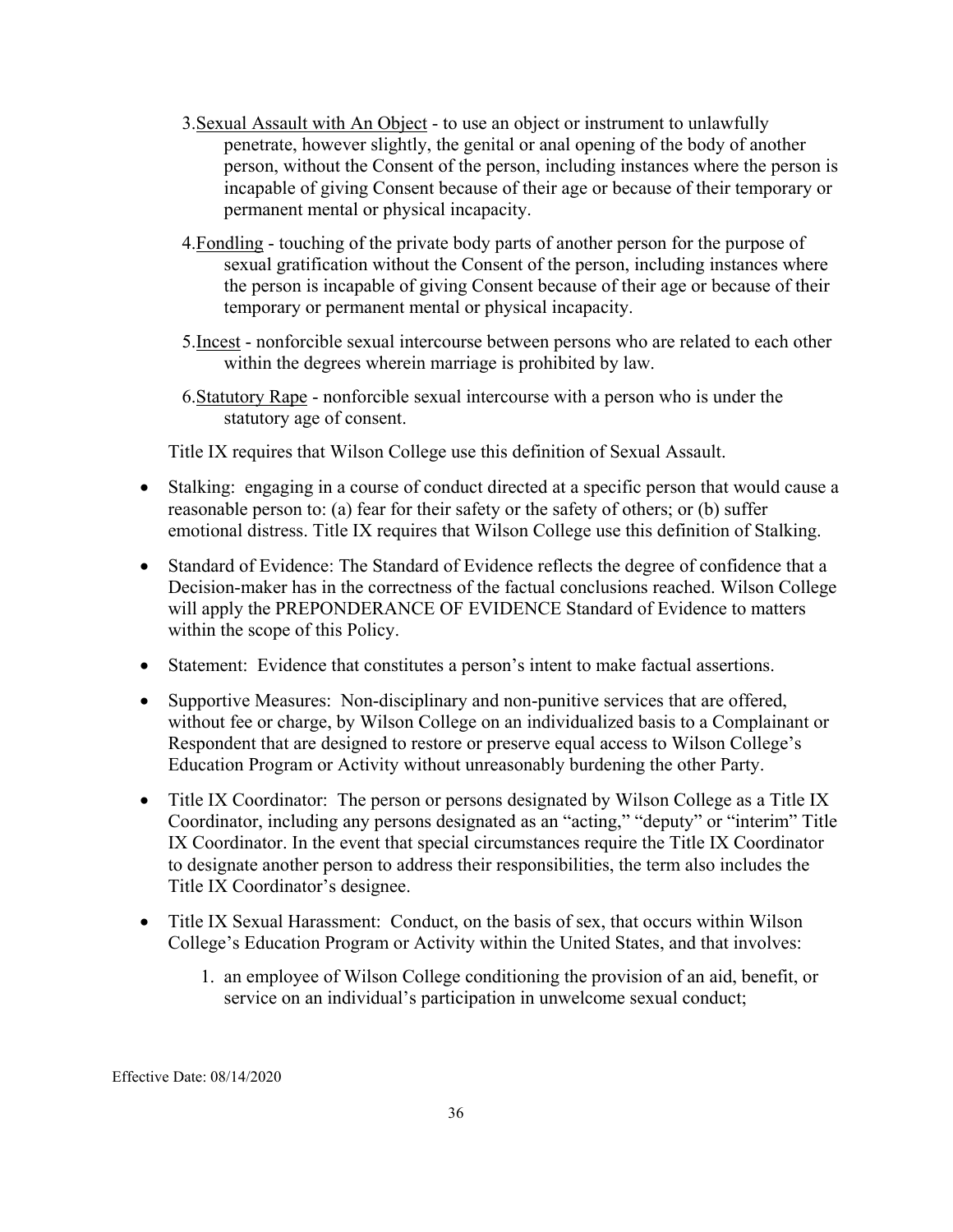3. Sexual Assault with An Object - to use an object or instrument to unlawfully penetrate, however slightly, the genital or anal opening of the body of another person, without the Consent of the person, including instances where the person is incapable of giving Consent because of their age or because of their temporary or permanent mental or physical incapacity.

4. Fondling - touching of the private body parts of another person for the purpose of sexual gratification without the Consent of the person, including instances where the person is incapable of giving Consent because of their age or because of their temporary or permanent mental or physical incapacity.

5. Incest - nonforcible sexual intercourse between persons who are related to each other within the degrees wherein marriage is prohibited by law.

6. Statutory Rape - nonforcible sexual intercourse with a person who is under the statutory age of consent.

Title IX requires that Wilson College use this definition of Sexual Assault.

- Stalking: engaging in a course of conduct directed at a specific person that would cause a reasonable person to: (a) fear for their safety or the safety of others; or (b) suffer emotional distress. Title IX requires that Wilson College use this definition of Stalking.

- Standard of Evidence: The Standard of Evidence reflects the degree of confidence that a Decision-maker has in the correctness of the factual conclusions reached. Wilson College will apply the PREPONDERANCE OF EVIDENCE Standard of Evidence to matters within the scope of this Policy.

- Statement: Evidence that constitutes a person's intent to make factual assertions.

- Supportive Measures: Non-disciplinary and non-punitive services that are offered, without fee or charge, by Wilson College on an individualized basis to a Complainant or Respondent that are designed to restore or preserve equal access to Wilson College's Education Program or Activity without unreasonably burdening the other Party.

- Title IX Coordinator: The person or persons designated by Wilson College as a Title IX Coordinator, including any persons designated as an "acting," "deputy" or "interim" Title IX Coordinator. In the event that special circumstances require the Title IX Coordinator to designate another person to address their responsibilities, the term also includes the Title IX Coordinator's designee.

- Title IX Sexual Harassment: Conduct, on the basis of sex, that occurs within Wilson College's Education Program or Activity within the United States, and that involves:

    1. an employee of Wilson College conditioning the provision of an aid, benefit, or service on an individual's participation in unwelcome sexual conduct;

Effective Date: 08/14/2020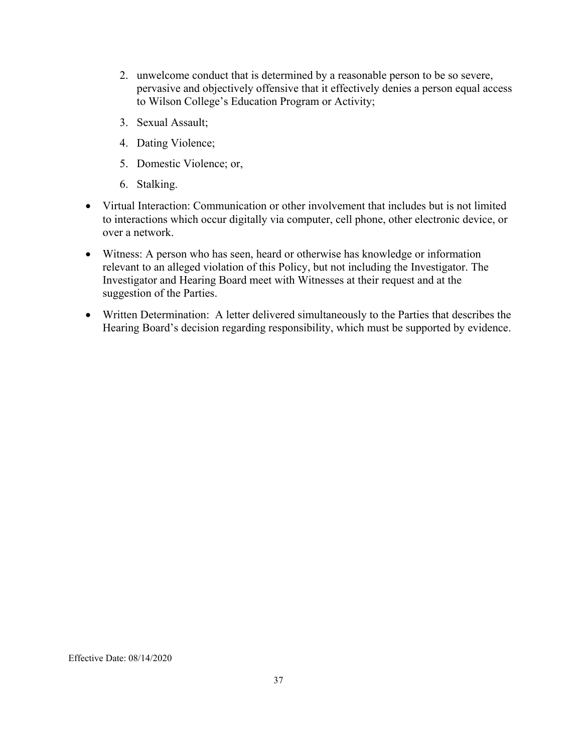2. unwelcome conduct that is determined by a reasonable person to be so severe, pervasive and objectively offensive that it effectively denies a person equal access to Wilson College's Education Program or Activity;
3. Sexual Assault;
4. Dating Violence;
5. Domestic Violence; or,
6. Stalking.

- Virtual Interaction: Communication or other involvement that includes but is not limited to interactions which occur digitally via computer, cell phone, other electronic device, or over a network.
- Witness: A person who has seen, heard or otherwise has knowledge or information relevant to an alleged violation of this Policy, but not including the Investigator. The Investigator and Hearing Board meet with Witnesses at their request and at the suggestion of the Parties.
- Written Determination: A letter delivered simultaneously to the Parties that describes the Hearing Board's decision regarding responsibility, which must be supported by evidence.

Effective Date: 08/14/2020